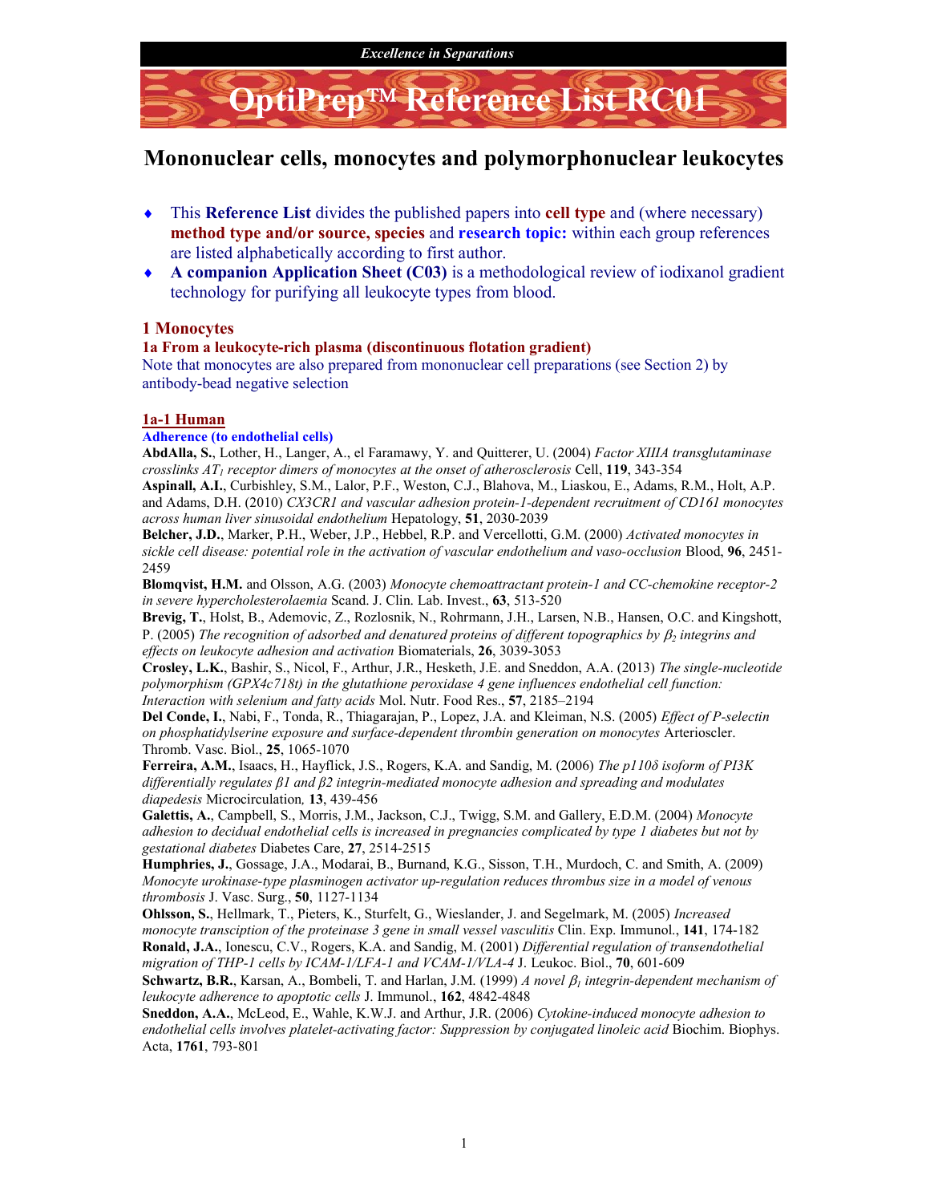*Excellence in Separations*

# OptiPrep™ Reference List RC01

## Mononuclear cells, monocytes and polymorphonuclear leukocytes

- This **Reference List** divides the published papers into **cell type** and (where necessary) **method type and/or source, species** and **research topic:** within each group references are listed alphabetically according to first author.
- **A companion Application Sheet (C03)** is a methodological review of iodixanol gradient technology for purifying all leukocyte types from blood.

### 1 Monocytes

#### 1a From a leukocyte-rich plasma (discontinuous flotation gradient)

Note that monocytes are also prepared from mononuclear cell preparations (see Section 2) by antibody-bead negative selection

##### 1a-1 Human

**Adherence (to endothelial cells)**

**AbdAlla, S.**, Lother, H., Langer, A., el Faramawy, Y. and Quitterer, U. (2004) *Factor XIIIA transglutaminase crosslinks $AT_1$ receptor dimers of monocytes at the onset of atherosclerosis* Cell, **119**, 343-354

**Aspinall, A.I.**, Curbishley, S.M., Lalor, P.F., Weston, C.J., Blahova, M., Liaskou, E., Adams, R.M., Holt, A.P. and Adams, D.H. (2010) *CX3CR1 and vascular adhesion protein-1-dependent recruitment of CD161 monocytes across human liver sinusoidal endothelium* Hepatology, **51**, 2030-2039

**Belcher, J.D.**, Marker, P.H., Weber, J.P., Hebbel, R.P. and Vercellotti, G.M. (2000) *Activated monocytes in sickle cell disease: potential role in the activation of vascular endothelium and vaso-occlusion* Blood, **96**, 2451-2459

**Blomqvist, H.M.** and Olsson, A.G. (2003) *Monocyte chemoattractant protein-1 and CC-chemokine receptor-2 in severe hypercholesterolaemia* Scand. J. Clin. Lab. Invest., **63**, 513-520

**Brevig, T.**, Holst, B., Ademovic, Z., Rozlosnik, N., Rohrmann, J.H., Larsen, N.B., Hansen, O.C. and Kingshott, P. (2005) *The recognition of adsorbed and denatured proteins of different topographics by $\beta_2$ integrins and effects on leukocyte adhesion and activation* Biomaterials, **26**, 3039-3053

**Crosley, L.K.**, Bashir, S., Nicol, F., Arthur, J.R., Hesketh, J.E. and Sneddon, A.A. (2013) *The single-nucleotide polymorphism (GPX4c718t) in the glutathione peroxidase 4 gene influences endothelial cell function: Interaction with selenium and fatty acids* Mol. Nutr. Food Res., **57**, 2185–2194

**Del Conde, I.**, Nabi, F., Tonda, R., Thiagarajan, P., Lopez, J.A. and Kleiman, N.S. (2005) *Effect of P-selectin on phosphatidylserine exposure and surface-dependent thrombin generation on monocytes* Arterioscler. Thromb. Vasc. Biol., **25**, 1065-1070

**Ferreira, A.M.**, Isaacs, H., Hayflick, J.S., Rogers, K.A. and Sandig, M. (2006) *The p110δ isoform of PI3K differentially regulates β1 and β2 integrin-mediated monocyte adhesion and spreading and modulates diapedesis* Microcirculation*,* **13**, 439-456

**Galettis, A.**, Campbell, S., Morris, J.M., Jackson, C.J., Twigg, S.M. and Gallery, E.D.M. (2004) *Monocyte adhesion to decidual endothelial cells is increased in pregnancies complicated by type 1 diabetes but not by gestational diabetes* Diabetes Care, **27**, 2514-2515

**Humphries, J.**, Gossage, J.A., Modarai, B., Burnand, K.G., Sisson, T.H., Murdoch, C. and Smith, A. (2009) *Monocyte urokinase-type plasminogen activator up-regulation reduces thrombus size in a model of venous thrombosis* J. Vasc. Surg., **50**, 1127-1134

**Ohlsson, S.**, Hellmark, T., Pieters, K., Sturfelt, G., Wieslander, J. and Segelmark, M. (2005) *Increased monocyte transciption of the proteinase 3 gene in small vessel vasculitis* Clin. Exp. Immunol., **141**, 174-182

**Ronald, J.A.**, Ionescu, C.V., Rogers, K.A. and Sandig, M. (2001) *Differential regulation of transendothelial migration of THP-1 cells by ICAM-1/LFA-1 and VCAM-1/VLA-4* J. Leukoc. Biol., **70**, 601-609

**Schwartz, B.R.**, Karsan, A., Bombeli, T. and Harlan, J.M. (1999) *A novel $\beta_1$ integrin-dependent mechanism of leukocyte adherence to apoptotic cells* J. Immunol., **162**, 4842-4848

**Sneddon, A.A.**, McLeod, E., Wahle, K.W.J. and Arthur, J.R. (2006) *Cytokine-induced monocyte adhesion to endothelial cells involves platelet-activating factor: Suppression by conjugated linoleic acid* Biochim. Biophys. Acta, **1761**, 793-801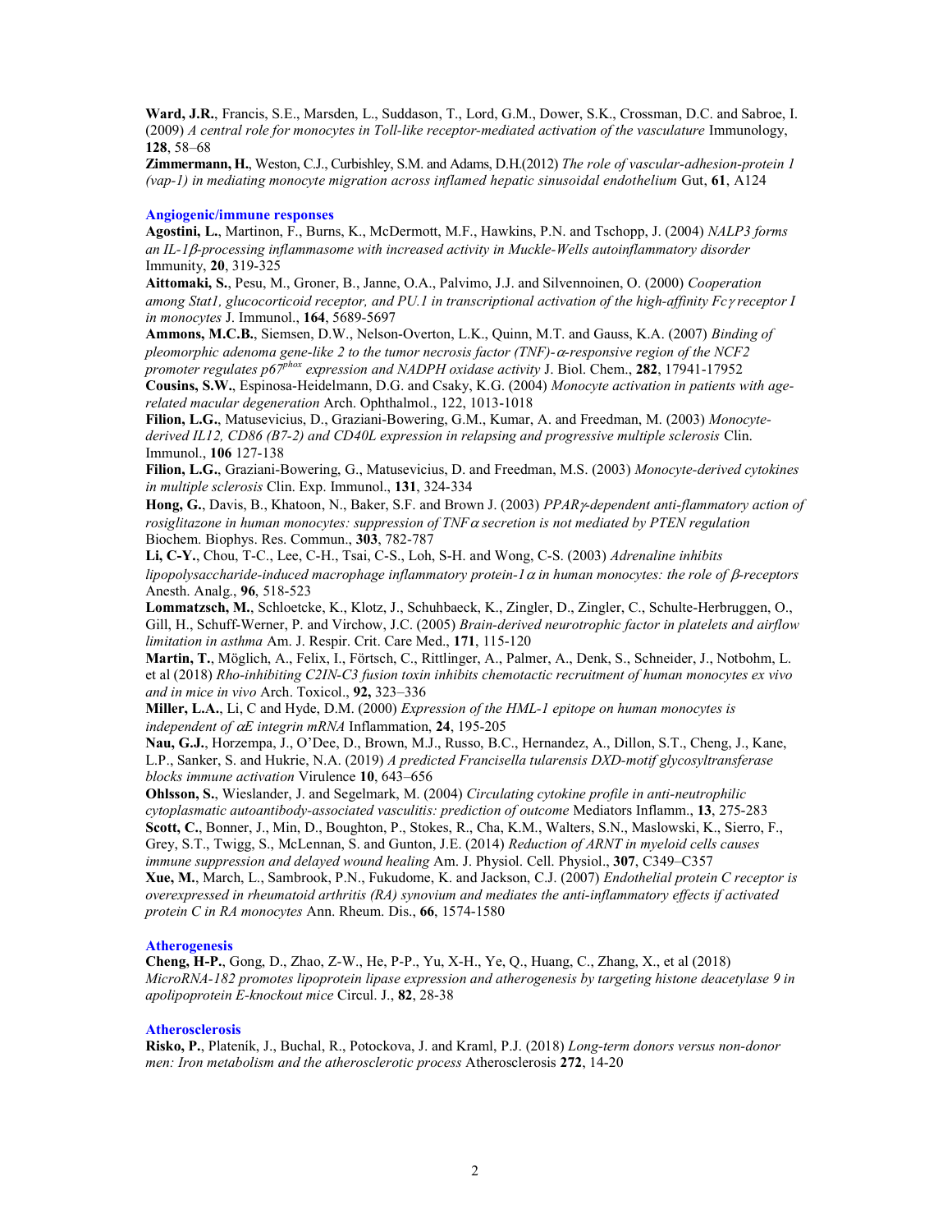**Ward, J.R.**, Francis, S.E., Marsden, L., Suddason, T., Lord, G.M., Dower, S.K., Crossman, D.C. and Sabroe, I. (2009) *A central role for monocytes in Toll-like receptor-mediated activation of the vasculature* Immunology, **128**, 58–68

**Zimmermann, H.**, Weston, C.J., Curbishley, S.M. and Adams, D.H.(2012) *The role of vascular-adhesion-protein 1 (vap-1) in mediating monocyte migration across inflamed hepatic sinusoidal endothelium* Gut, **61**, A124

### Angiogenic/immune responses

**Agostini, L.**, Martinon, F., Burns, K., McDermott, M.F., Hawkins, P.N. and Tschopp, J. (2004) *NALP3 forms an IL-1β-processing inflammasome with increased activity in Muckle-Wells autoinflammatory disorder* Immunity, **20**, 319-325

**Aittomaki, S.**, Pesu, M., Groner, B., Janne, O.A., Palvimo, J.J. and Silvennoinen, O. (2000) *Cooperation among Stat1, glucocorticoid receptor, and PU.1 in transcriptional activation of the high-affinity Fcγ receptor I in monocytes* J. Immunol., **164**, 5689-5697

**Ammons, M.C.B.**, Siemsen, D.W., Nelson-Overton, L.K., Quinn, M.T. and Gauss, K.A. (2007) *Binding of pleomorphic adenoma gene-like 2 to the tumor necrosis factor (TNF)-α-responsive region of the NCF2 promoter regulates $p67^{phox}$ expression and NADPH oxidase activity* J. Biol. Chem., **282**, 17941-17952

**Cousins, S.W.**, Espinosa-Heidelmann, D.G. and Csaky, K.G. (2004) *Monocyte activation in patients with age-related macular degeneration* Arch. Ophthalmol., 122, 1013-1018

**Filion, L.G.**, Matusevicius, D., Graziani-Bowering, G.M., Kumar, A. and Freedman, M. (2003) *Monocyte-derived IL12, CD86 (B7-2) and CD40L expression in relapsing and progressive multiple sclerosis* Clin. Immunol., **106** 127-138

**Filion, L.G.**, Graziani-Bowering, G., Matusevicius, D. and Freedman, M.S. (2003) *Monocyte-derived cytokines in multiple sclerosis* Clin. Exp. Immunol., **131**, 324-334

**Hong, G.**, Davis, B., Khatoon, N., Baker, S.F. and Brown J. (2003) *PPARγ-dependent anti-flammatory action of rosiglitazone in human monocytes: suppression of TNFα secretion is not mediated by PTEN regulation* Biochem. Biophys. Res. Commun., **303**, 782-787

**Li, C-Y.**, Chou, T-C., Lee, C-H., Tsai, C-S., Loh, S-H. and Wong, C-S. (2003) *Adrenaline inhibits lipopolysaccharide-induced macrophage inflammatory protein-1α in human monocytes: the role of β-receptors* Anesth. Analg., **96**, 518-523

**Lommatzsch, M.**, Schloetcke, K., Klotz, J., Schuhbaeck, K., Zingler, D., Zingler, C., Schulte-Herbruggen, O., Gill, H., Schuff-Werner, P. and Virchow, J.C. (2005) *Brain-derived neurotrophic factor in platelets and airflow limitation in asthma* Am. J. Respir. Crit. Care Med., **171**, 115-120

**Martin, T.**, Möglich, A., Felix, I., Förtsch, C., Rittlinger, A., Palmer, A., Denk, S., Schneider, J., Notbohm, L. et al (2018) *Rho-inhibiting C2IN-C3 fusion toxin inhibits chemotactic recruitment of human monocytes ex vivo and in mice in vivo* Arch. Toxicol., **92,** 323–336

**Miller, L.A.**, Li, C and Hyde, D.M. (2000) *Expression of the HML-1 epitope on human monocytes is independent of αE integrin mRNA* Inflammation, **24**, 195-205

**Nau, G.J.**, Horzempa, J., O'Dee, D., Brown, M.J., Russo, B.C., Hernandez, A., Dillon, S.T., Cheng, J., Kane, L.P., Sanker, S. and Hukrie, N.A. (2019) *A predicted Francisella tularensis DXD-motif glycosyltransferase blocks immune activation* Virulence **10**, 643–656

**Ohlsson, S.**, Wieslander, J. and Segelmark, M. (2004) *Circulating cytokine profile in anti-neutrophilic cytoplasmatic autoantibody-associated vasculitis: prediction of outcome* Mediators Inflamm., **13**, 275-283

**Scott, C.**, Bonner, J., Min, D., Boughton, P., Stokes, R., Cha, K.M., Walters, S.N., Maslowski, K., Sierro, F., Grey, S.T., Twigg, S., McLennan, S. and Gunton, J.E. (2014) *Reduction of ARNT in myeloid cells causes immune suppression and delayed wound healing* Am. J. Physiol. Cell. Physiol., **307**, C349–C357

**Xue, M.**, March, L., Sambrook, P.N., Fukudome, K. and Jackson, C.J. (2007) *Endothelial protein C receptor is overexpressed in rheumatoid arthritis (RA) synovium and mediates the anti-inflammatory effects if activated protein C in RA monocytes* Ann. Rheum. Dis., **66**, 1574-1580

### Atherogenesis

**Cheng, H-P.**, Gong, D., Zhao, Z-W., He, P-P., Yu, X-H., Ye, Q., Huang, C., Zhang, X., et al (2018) *MicroRNA-182 promotes lipoprotein lipase expression and atherogenesis by targeting histone deacetylase 9 in apolipoprotein E-knockout mice* Circul. J., **82**, 28-38

### Atherosclerosis

**Risko, P.**, Plateník, J., Buchal, R., Potockova, J. and Kraml, P.J. (2018) *Long-term donors versus non-donor men: Iron metabolism and the atherosclerotic process* Atherosclerosis **272**, 14-20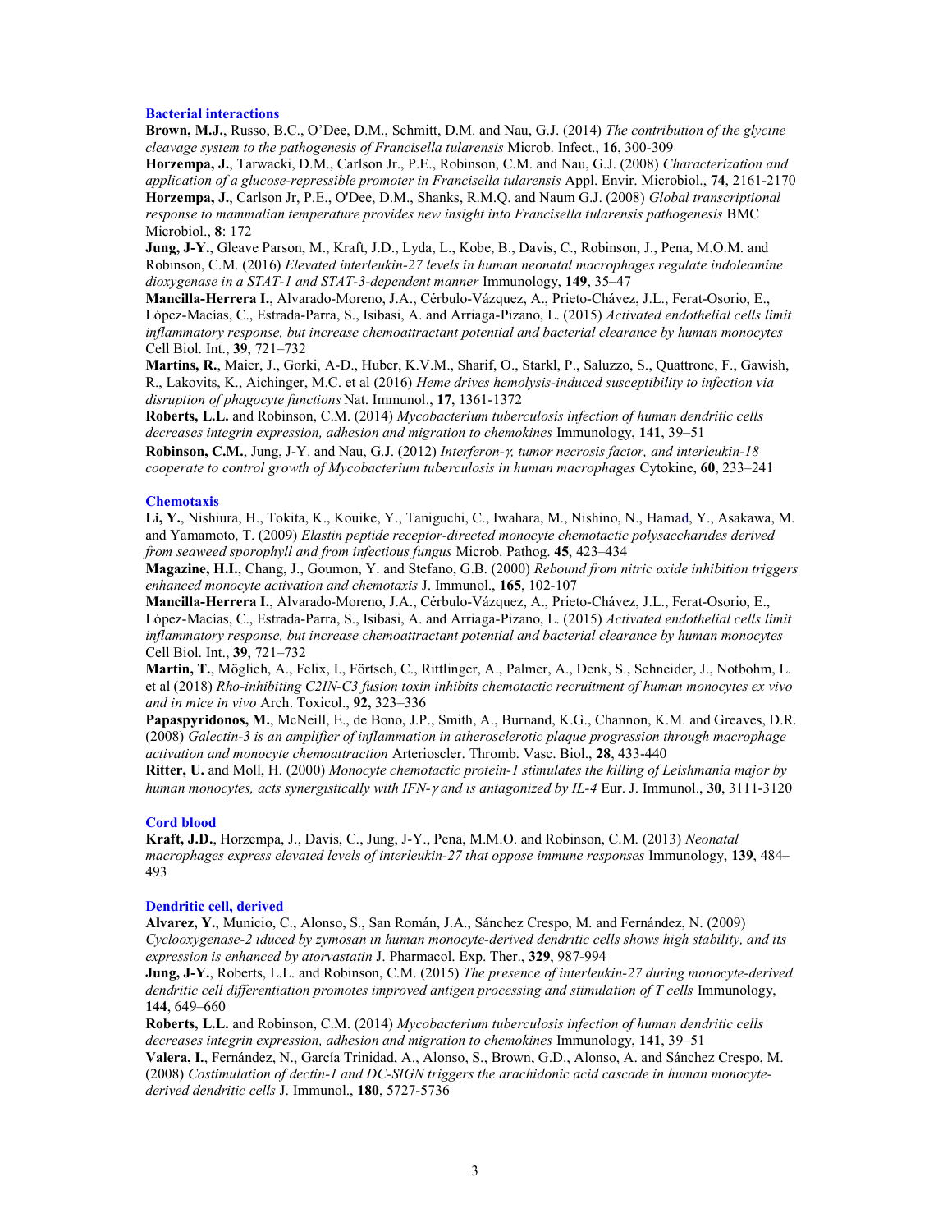### Bacterial interactions

**Brown, M.J.**, Russo, B.C., O'Dee, D.M., Schmitt, D.M. and Nau, G.J. (2014) *The contribution of the glycine cleavage system to the pathogenesis of Francisella tularensis* Microb. Infect., **16**, 300-309

**Horzempa, J.**, Tarwacki, D.M., Carlson Jr., P.E., Robinson, C.M. and Nau, G.J. (2008) *Characterization and application of a glucose-repressible promoter in Francisella tularensis* Appl. Envir. Microbiol., **74**, 2161-2170

**Horzempa, J.**, Carlson Jr, P.E., O'Dee, D.M., Shanks, R.M.Q. and Naum G.J. (2008) *Global transcriptional response to mammalian temperature provides new insight into Francisella tularensis pathogenesis* BMC Microbiol., **8**: 172

**Jung, J-Y.**, Gleave Parson, M., Kraft, J.D., Lyda, L., Kobe, B., Davis, C., Robinson, J., Pena, M.O.M. and Robinson, C.M. (2016) *Elevated interleukin-27 levels in human neonatal macrophages regulate indoleamine dioxygenase in a STAT-1 and STAT-3-dependent manner* Immunology, **149**, 35–47

**Mancilla-Herrera I.**, Alvarado-Moreno, J.A., Cérbulo-Vázquez, A., Prieto-Chávez, J.L., Ferat-Osorio, E., López-Macías, C., Estrada-Parra, S., Isibasi, A. and Arriaga-Pizano, L. (2015) *Activated endothelial cells limit inflammatory response, but increase chemoattractant potential and bacterial clearance by human monocytes* Cell Biol. Int., **39**, 721–732

**Martins, R.**, Maier, J., Gorki, A-D., Huber, K.V.M., Sharif, O., Starkl, P., Saluzzo, S., Quattrone, F., Gawish, R., Lakovits, K., Aichinger, M.C. et al (2016) *Heme drives hemolysis-induced susceptibility to infection via disruption of phagocyte functions* Nat. Immunol., **17**, 1361-1372

**Roberts, L.L.** and Robinson, C.M. (2014) *Mycobacterium tuberculosis infection of human dendritic cells decreases integrin expression, adhesion and migration to chemokines* Immunology, **141**, 39–51

**Robinson, C.M.**, Jung, J-Y. and Nau, G.J. (2012) *Interferon-γ, tumor necrosis factor, and interleukin-18 cooperate to control growth of Mycobacterium tuberculosis in human macrophages* Cytokine, **60**, 233–241

### Chemotaxis

**Li, Y.**, Nishiura, H., Tokita, K., Kouike, Y., Taniguchi, C., Iwahara, M., Nishino, N., Hamad, Y., Asakawa, M. and Yamamoto, T. (2009) *Elastin peptide receptor-directed monocyte chemotactic polysaccharides derived from seaweed sporophyll and from infectious fungus* Microb. Pathog. **45**, 423–434

**Magazine, H.I.**, Chang, J., Goumon, Y. and Stefano, G.B. (2000) *Rebound from nitric oxide inhibition triggers enhanced monocyte activation and chemotaxis* J. Immunol., **165**, 102-107

**Mancilla-Herrera I.**, Alvarado-Moreno, J.A., Cérbulo-Vázquez, A., Prieto-Chávez, J.L., Ferat-Osorio, E., López-Macías, C., Estrada-Parra, S., Isibasi, A. and Arriaga-Pizano, L. (2015) *Activated endothelial cells limit inflammatory response, but increase chemoattractant potential and bacterial clearance by human monocytes* Cell Biol. Int., **39**, 721–732

**Martin, T.**, Möglich, A., Felix, I., Förtsch, C., Rittlinger, A., Palmer, A., Denk, S., Schneider, J., Notbohm, L. et al (2018) *Rho-inhibiting C2IN-C3 fusion toxin inhibits chemotactic recruitment of human monocytes ex vivo and in mice in vivo* Arch. Toxicol., **92,** 323–336

**Papaspyridonos, M.**, McNeill, E., de Bono, J.P., Smith, A., Burnand, K.G., Channon, K.M. and Greaves, D.R. (2008) *Galectin-3 is an amplifier of inflammation in atherosclerotic plaque progression through macrophage activation and monocyte chemoattraction* Arterioscler. Thromb. Vasc. Biol., **28**, 433-440

**Ritter, U.** and Moll, H. (2000) *Monocyte chemotactic protein-1 stimulates the killing of Leishmania major by human monocytes, acts synergistically with IFN-γ and is antagonized by IL-4* Eur. J. Immunol., **30**, 3111-3120

### Cord blood

**Kraft, J.D.**, Horzempa, J., Davis, C., Jung, J-Y., Pena, M.M.O. and Robinson, C.M. (2013) *Neonatal macrophages express elevated levels of interleukin-27 that oppose immune responses* Immunology, **139**, 484–493

### Dendritic cell, derived

**Alvarez, Y.**, Municio, C., Alonso, S., San Román, J.A., Sánchez Crespo, M. and Fernández, N. (2009) *Cyclooxygenase-2 iduced by zymosan in human monocyte-derived dendritic cells shows high stability, and its expression is enhanced by atorvastatin* J. Pharmacol. Exp. Ther., **329**, 987-994

**Jung, J-Y.**, Roberts, L.L. and Robinson, C.M. (2015) *The presence of interleukin-27 during monocyte-derived dendritic cell differentiation promotes improved antigen processing and stimulation of T cells* Immunology, **144**, 649–660

**Roberts, L.L.** and Robinson, C.M. (2014) *Mycobacterium tuberculosis infection of human dendritic cells decreases integrin expression, adhesion and migration to chemokines* Immunology, **141**, 39–51

**Valera, I.**, Fernández, N., García Trinidad, A., Alonso, S., Brown, G.D., Alonso, A. and Sánchez Crespo, M. (2008) *Costimulation of dectin-1 and DC-SIGN triggers the arachidonic acid cascade in human monocyte-derived dendritic cells* J. Immunol., **180**, 5727-5736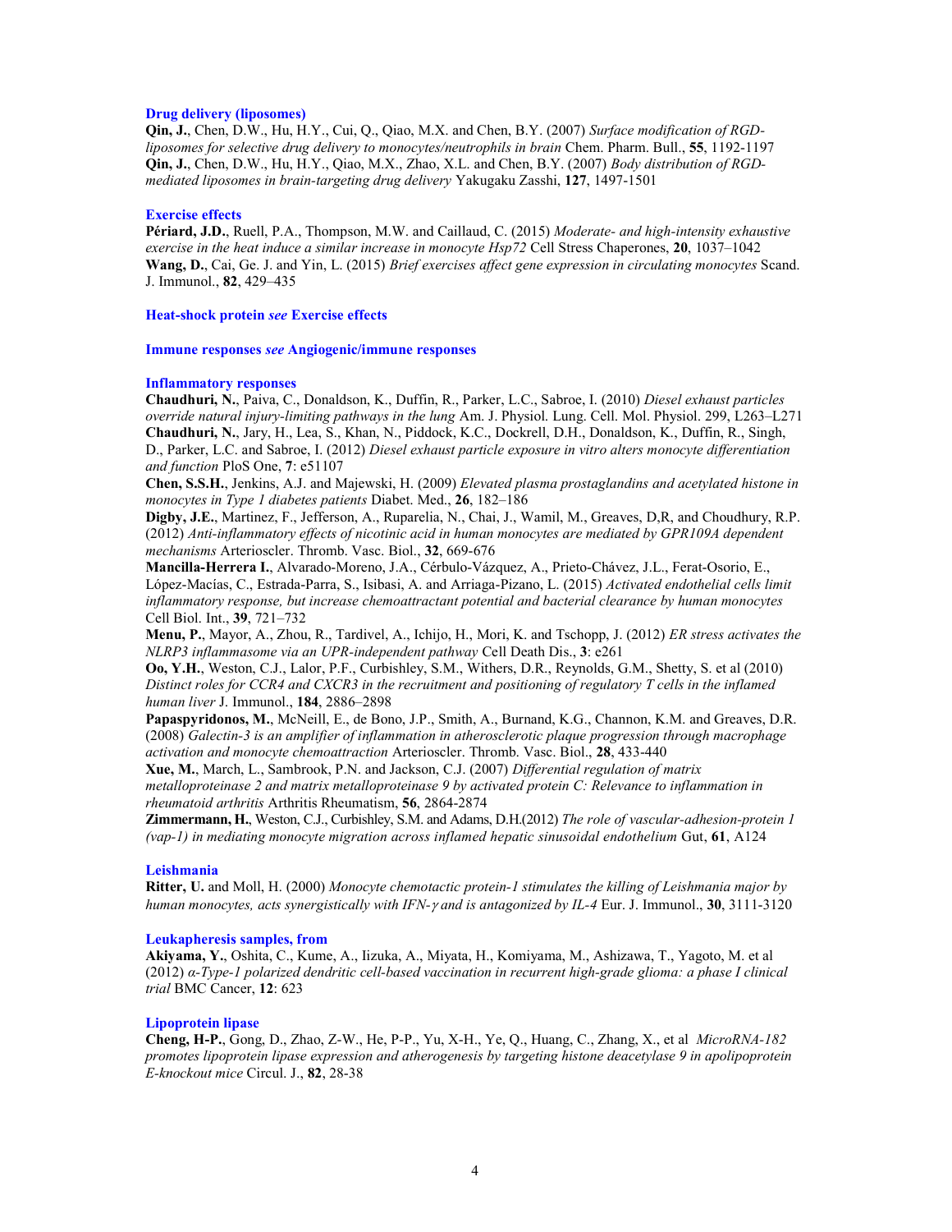### Drug delivery (liposomes)

**Qin, J.**, Chen, D.W., Hu, H.Y., Cui, Q., Qiao, M.X. and Chen, B.Y. (2007) *Surface modification of RGD-liposomes for selective drug delivery to monocytes/neutrophils in brain* Chem. Pharm. Bull., **55**, 1192-1197
**Qin, J.**, Chen, D.W., Hu, H.Y., Qiao, M.X., Zhao, X.L. and Chen, B.Y. (2007) *Body distribution of RGD-mediated liposomes in brain-targeting drug delivery* Yakugaku Zasshi, **127**, 1497-1501

### Exercise effects

**Périard, J.D.**, Ruell, P.A., Thompson, M.W. and Caillaud, C. (2015) *Moderate- and high-intensity exhaustive exercise in the heat induce a similar increase in monocyte Hsp72* Cell Stress Chaperones, **20**, 1037–1042
**Wang, D.**, Cai, Ge. J. and Yin, L. (2015) *Brief exercises affect gene expression in circulating monocytes* Scand. J. Immunol., **82**, 429–435

### Heat-shock protein *see* Exercise effects

### Immune responses *see* Angiogenic/immune responses

### Inflammatory responses

**Chaudhuri, N.**, Paiva, C., Donaldson, K., Duffin, R., Parker, L.C., Sabroe, I. (2010) *Diesel exhaust particles override natural injury-limiting pathways in the lung* Am. J. Physiol. Lung. Cell. Mol. Physiol. 299, L263–L271
**Chaudhuri, N.**, Jary, H., Lea, S., Khan, N., Piddock, K.C., Dockrell, D.H., Donaldson, K., Duffin, R., Singh, D., Parker, L.C. and Sabroe, I. (2012) *Diesel exhaust particle exposure in vitro alters monocyte differentiation and function* PloS One, **7**: e51107
**Chen, S.S.H.**, Jenkins, A.J. and Majewski, H. (2009) *Elevated plasma prostaglandins and acetylated histone in monocytes in Type 1 diabetes patients* Diabet. Med., **26**, 182–186
**Digby, J.E.**, Martinez, F., Jefferson, A., Ruparelia, N., Chai, J., Wamil, M., Greaves, D,R, and Choudhury, R.P. (2012) *Anti-inflammatory effects of nicotinic acid in human monocytes are mediated by GPR109A dependent mechanisms* Arterioscler. Thromb. Vasc. Biol., **32**, 669-676
**Mancilla-Herrera I.**, Alvarado-Moreno, J.A., Cérbulo-Vázquez, A., Prieto-Chávez, J.L., Ferat-Osorio, E., López-Macías, C., Estrada-Parra, S., Isibasi, A. and Arriaga-Pizano, L. (2015) *Activated endothelial cells limit inflammatory response, but increase chemoattractant potential and bacterial clearance by human monocytes* Cell Biol. Int., **39**, 721–732
**Menu, P.**, Mayor, A., Zhou, R., Tardivel, A., Ichijo, H., Mori, K. and Tschopp, J. (2012) *ER stress activates the NLRP3 inflammasome via an UPR-independent pathway* Cell Death Dis., **3**: e261
**Oo, Y.H.**, Weston, C.J., Lalor, P.F., Curbishley, S.M., Withers, D.R., Reynolds, G.M., Shetty, S. et al (2010) *Distinct roles for CCR4 and CXCR3 in the recruitment and positioning of regulatory T cells in the inflamed human liver* J. Immunol., **184**, 2886–2898
**Papaspyridonos, M.**, McNeill, E., de Bono, J.P., Smith, A., Burnand, K.G., Channon, K.M. and Greaves, D.R. (2008) *Galectin-3 is an amplifier of inflammation in atherosclerotic plaque progression through macrophage activation and monocyte chemoattraction* Arterioscler. Thromb. Vasc. Biol., **28**, 433-440
**Xue, M.**, March, L., Sambrook, P.N. and Jackson, C.J. (2007) *Differential regulation of matrix metalloproteinase 2 and matrix metalloproteinase 9 by activated protein C: Relevance to inflammation in rheumatoid arthritis* Arthritis Rheumatism, **56**, 2864-2874
**Zimmermann, H.**, Weston, C.J., Curbishley, S.M. and Adams, D.H.(2012) *The role of vascular-adhesion-protein 1 (vap-1) in mediating monocyte migration across inflamed hepatic sinusoidal endothelium* Gut, **61**, A124

### Leishmania

**Ritter, U.** and Moll, H. (2000) *Monocyte chemotactic protein-1 stimulates the killing of Leishmania major by human monocytes, acts synergistically with IFN-γ and is antagonized by IL-4* Eur. J. Immunol., **30**, 3111-3120

### Leukapheresis samples, from

**Akiyama, Y.**, Oshita, C., Kume, A., Iizuka, A., Miyata, H., Komiyama, M., Ashizawa, T., Yagoto, M. et al (2012) *α-Type-1 polarized dendritic cell-based vaccination in recurrent high-grade glioma: a phase I clinical trial* BMC Cancer, **12**: 623

### Lipoprotein lipase

**Cheng, H-P.**, Gong, D., Zhao, Z-W., He, P-P., Yu, X-H., Ye, Q., Huang, C., Zhang, X., et al *MicroRNA-182 promotes lipoprotein lipase expression and atherogenesis by targeting histone deacetylase 9 in apolipoprotein E-knockout mice* Circul. J., **82**, 28-38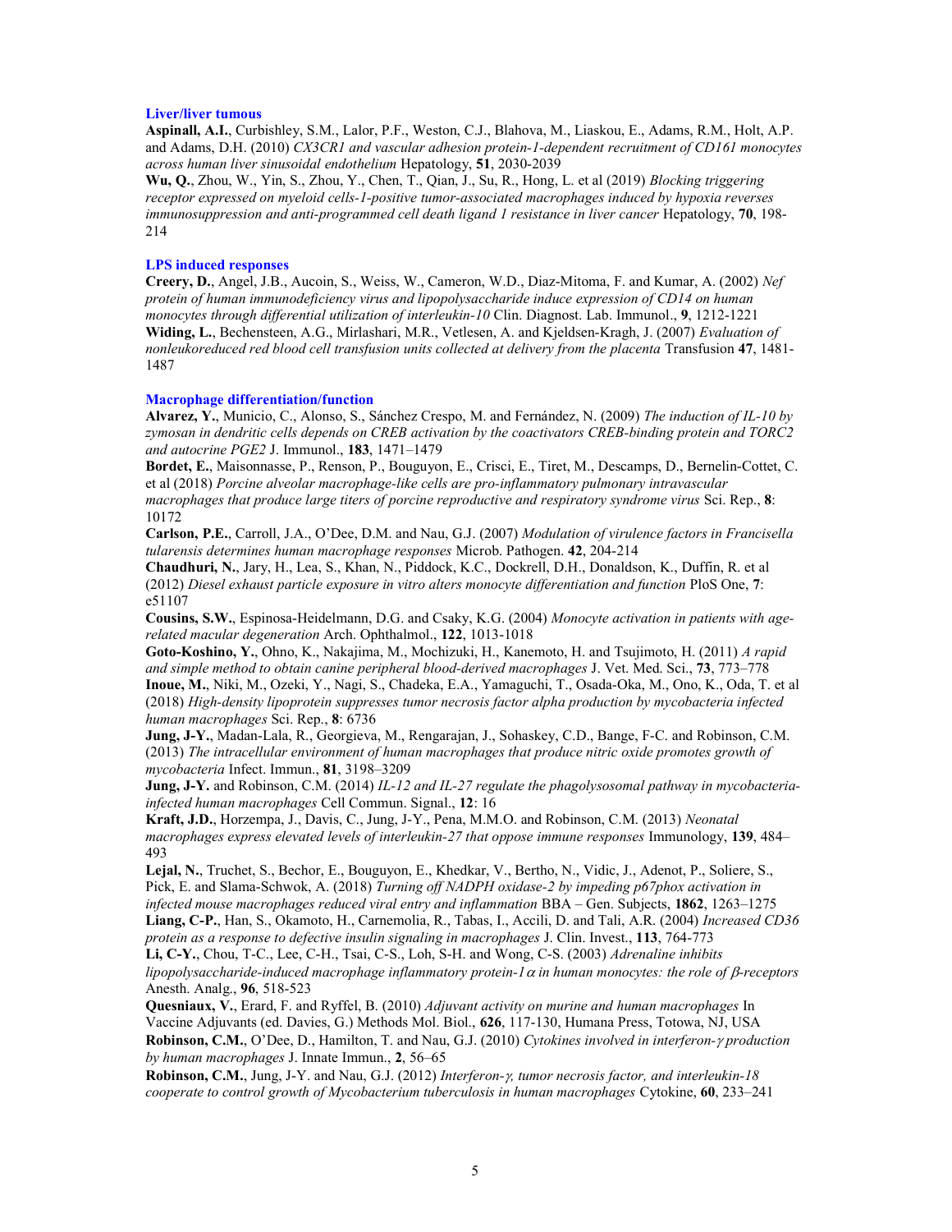### Liver/liver tumous

**Aspinall, A.I.**, Curbishley, S.M., Lalor, P.F., Weston, C.J., Blahova, M., Liaskou, E., Adams, R.M., Holt, A.P. and Adams, D.H. (2010) *CX3CR1 and vascular adhesion protein-1-dependent recruitment of CD161 monocytes across human liver sinusoidal endothelium* Hepatology, **51**, 2030-2039

**Wu, Q.**, Zhou, W., Yin, S., Zhou, Y., Chen, T., Qian, J., Su, R., Hong, L. et al (2019) *Blocking triggering receptor expressed on myeloid cells-1-positive tumor-associated macrophages induced by hypoxia reverses immunosuppression and anti-programmed cell death ligand 1 resistance in liver cancer* Hepatology, **70**, 198-214

### LPS induced responses

**Creery, D.**, Angel, J.B., Aucoin, S., Weiss, W., Cameron, W.D., Diaz-Mitoma, F. and Kumar, A. (2002) *Nef protein of human immunodeficiency virus and lipopolysaccharide induce expression of CD14 on human monocytes through differential utilization of interleukin-10* Clin. Diagnost. Lab. Immunol., **9**, 1212-1221

**Widing, L.**, Bechensteen, A.G., Mirlashari, M.R., Vetlesen, A. and Kjeldsen-Kragh, J. (2007) *Evaluation of nonleukoreduced red blood cell transfusion units collected at delivery from the placenta* Transfusion **47**, 1481-1487

### Macrophage differentiation/function

**Alvarez, Y.**, Municio, C., Alonso, S., Sánchez Crespo, M. and Fernández, N. (2009) *The induction of IL-10 by zymosan in dendritic cells depends on CREB activation by the coactivators CREB-binding protein and TORC2 and autocrine PGE2* J. Immunol., **183**, 1471–1479

**Bordet, E.**, Maisonnasse, P., Renson, P., Bouguyon, E., Crisci, E., Tiret, M., Descamps, D., Bernelin-Cottet, C. et al (2018) *Porcine alveolar macrophage-like cells are pro-inflammatory pulmonary intravascular macrophages that produce large titers of porcine reproductive and respiratory syndrome virus* Sci. Rep., **8**: 10172

**Carlson, P.E.**, Carroll, J.A., O'Dee, D.M. and Nau, G.J. (2007) *Modulation of virulence factors in Francisella tularensis determines human macrophage responses* Microb. Pathogen. **42**, 204-214

**Chaudhuri, N.**, Jary, H., Lea, S., Khan, N., Piddock, K.C., Dockrell, D.H., Donaldson, K., Duffin, R. et al (2012) *Diesel exhaust particle exposure in vitro alters monocyte differentiation and function* PloS One, **7**: e51107

**Cousins, S.W.**, Espinosa-Heidelmann, D.G. and Csaky, K.G. (2004) *Monocyte activation in patients with age-related macular degeneration* Arch. Ophthalmol., **122**, 1013-1018

**Goto-Koshino, Y.**, Ohno, K., Nakajima, M., Mochizuki, H., Kanemoto, H. and Tsujimoto, H. (2011) *A rapid and simple method to obtain canine peripheral blood-derived macrophages* J. Vet. Med. Sci., **73**, 773–778

**Inoue, M.**, Niki, M., Ozeki, Y., Nagi, S., Chadeka, E.A., Yamaguchi, T., Osada-Oka, M., Ono, K., Oda, T. et al (2018) *High-density lipoprotein suppresses tumor necrosis factor alpha production by mycobacteria infected human macrophages* Sci. Rep., **8**: 6736

**Jung, J-Y.**, Madan-Lala, R., Georgieva, M., Rengarajan, J., Sohaskey, C.D., Bange, F-C. and Robinson, C.M. (2013) *The intracellular environment of human macrophages that produce nitric oxide promotes growth of mycobacteria* Infect. Immun., **81**, 3198–3209

**Jung, J-Y.** and Robinson, C.M. (2014) *IL-12 and IL-27 regulate the phagolysosomal pathway in mycobacteria-infected human macrophages* Cell Commun. Signal., **12**: 16

**Kraft, J.D.**, Horzempa, J., Davis, C., Jung, J-Y., Pena, M.M.O. and Robinson, C.M. (2013) *Neonatal macrophages express elevated levels of interleukin-27 that oppose immune responses* Immunology, **139**, 484–493

**Lejal, N.**, Truchet, S., Bechor, E., Bouguyon, E., Khedkar, V., Bertho, N., Vidic, J., Adenot, P., Soliere, S., Pick, E. and Slama-Schwok, A. (2018) *Turning off NADPH oxidase-2 by impeding p67phox activation in infected mouse macrophages reduced viral entry and inflammation* BBA – Gen. Subjects, **1862**, 1263–1275

**Liang, C-P.**, Han, S., Okamoto, H., Carnemolia, R., Tabas, I., Accili, D. and Tali, A.R. (2004) *Increased CD36 protein as a response to defective insulin signaling in macrophages* J. Clin. Invest., **113**, 764-773

**Li, C-Y.**, Chou, T-C., Lee, C-H., Tsai, C-S., Loh, S-H. and Wong, C-S. (2003) *Adrenaline inhibits lipopolysaccharide-induced macrophage inflammatory protein-1α in human monocytes: the role of β-receptors* Anesth. Analg., **96**, 518-523

**Quesniaux, V.**, Erard, F. and Ryffel, B. (2010) *Adjuvant activity on murine and human macrophages* In Vaccine Adjuvants (ed. Davies, G.) Methods Mol. Biol., **626**, 117-130, Humana Press, Totowa, NJ, USA

**Robinson, C.M.**, O'Dee, D., Hamilton, T. and Nau, G.J. (2010) *Cytokines involved in interferon-γ production by human macrophages* J. Innate Immun., **2**, 56–65

**Robinson, C.M.**, Jung, J-Y. and Nau, G.J. (2012) *Interferon-γ, tumor necrosis factor, and interleukin-18 cooperate to control growth of Mycobacterium tuberculosis in human macrophages* Cytokine, **60**, 233–241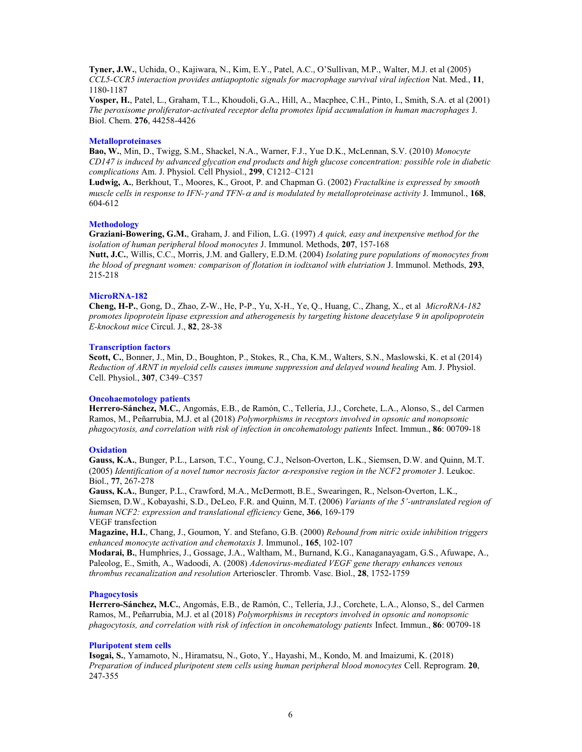**Tyner, J.W.**, Uchida, O., Kajiwara, N., Kim, E.Y., Patel, A.C., O'Sullivan, M.P., Walter, M.J. et al (2005) *CCL5-CCR5 interaction provides antiapoptotic signals for macrophage survival viral infection* Nat. Med., **11**, 1180-1187

**Vosper, H.**, Patel, L., Graham, T.L., Khoudoli, G.A., Hill, A., Macphee, C.H., Pinto, I., Smith, S.A. et al (2001) *The peroxisome proliferator-activated receptor delta promotes lipid accumulation in human macrophages* J. Biol. Chem. **276**, 44258-4426

### Metalloproteinases

**Bao, W.**, Min, D., Twigg, S.M., Shackel, N.A., Warner, F.J., Yue D.K., McLennan, S.V. (2010) *Monocyte CD147 is induced by advanced glycation end products and high glucose concentration: possible role in diabetic complications* Am. J. Physiol. Cell Physiol., **299**, C1212–C121

**Ludwig, A.**, Berkhout, T., Moores, K., Groot, P. and Chapman G. (2002) *Fractalkine is expressed by smooth muscle cells in response to IFN-$\gamma$ and TFN-$\alpha$ and is modulated by metalloproteinase activity* J. Immunol., **168**, 604-612

### Methodology

**Graziani-Bowering, G.M.**, Graham, J. and Filion, L.G. (1997) *A quick, easy and inexpensive method for the isolation of human peripheral blood monocytes* J. Immunol. Methods, **207**, 157-168

**Nutt, J.C.**, Willis, C.C., Morris, J.M. and Gallery, E.D.M. (2004) *Isolating pure populations of monocytes from the blood of pregnant women: comparison of flotation in iodixanol with elutriation* J. Immunol. Methods, **293**, 215-218

### MicroRNA-182

**Cheng, H-P.**, Gong, D., Zhao, Z-W., He, P-P., Yu, X-H., Ye, Q., Huang, C., Zhang, X., et al *MicroRNA-182 promotes lipoprotein lipase expression and atherogenesis by targeting histone deacetylase 9 in apolipoprotein E-knockout mice* Circul. J., **82**, 28-38

### Transcription factors

**Scott, C.**, Bonner, J., Min, D., Boughton, P., Stokes, R., Cha, K.M., Walters, S.N., Maslowski, K. et al (2014) *Reduction of ARNT in myeloid cells causes immune suppression and delayed wound healing* Am. J. Physiol. Cell. Physiol., **307**, C349–C357

### Oncohaemotology patients

**Herrero-Sánchez, M.C.**, Angomás, E.B., de Ramón, C., Tellería, J.J., Corchete, L.A., Alonso, S., del Carmen Ramos, M., Peñarrubia, M.J. et al (2018) *Polymorphisms in receptors involved in opsonic and nonopsonic phagocytosis, and correlation with risk of infection in oncohematology patients* Infect. Immun., **86**: 00709-18

### Oxidation

**Gauss, K.A.**, Bunger, P.L., Larson, T.C., Young, C.J., Nelson-Overton, L.K., Siemsen, D.W. and Quinn, M.T. (2005) *Identification of a novel tumor necrosis factor $\alpha$-responsive region in the NCF2 promoter* J. Leukoc. Biol., **77**, 267-278

**Gauss, K.A.**, Bunger, P.L., Crawford, M.A., McDermott, B.E., Swearingen, R., Nelson-Overton, L.K., Siemsen, D.W., Kobayashi, S.D., DeLeo, F.R. and Quinn, M.T. (2006) *Variants of the 5'-untranslated region of human NCF2: expression and translational efficiency* Gene, **366**, 169-179

VEGF transfection

**Magazine, H.I.**, Chang, J., Goumon, Y. and Stefano, G.B. (2000) *Rebound from nitric oxide inhibition triggers enhanced monocyte activation and chemotaxis* J. Immunol., **165**, 102-107

**Modarai, B.**, Humphries, J., Gossage, J.A., Waltham, M., Burnand, K.G., Kanaganayagam, G.S., Afuwape, A., Paleolog, E., Smith, A., Wadoodi, A. (2008) *Adenovirus-mediated VEGF gene therapy enhances venous thrombus recanalization and resolution* Arterioscler. Thromb. Vasc. Biol., **28**, 1752-1759

### Phagocytosis

**Herrero-Sánchez, M.C.**, Angomás, E.B., de Ramón, C., Tellería, J.J., Corchete, L.A., Alonso, S., del Carmen Ramos, M., Peñarrubia, M.J. et al (2018) *Polymorphisms in receptors involved in opsonic and nonopsonic phagocytosis, and correlation with risk of infection in oncohematology patients* Infect. Immun., **86**: 00709-18

### Pluripotent stem cells

**Isogai, S.**, Yamamoto, N., Hiramatsu, N., Goto, Y., Hayashi, M., Kondo, M. and Imaizumi, K. (2018) *Preparation of induced pluripotent stem cells using human peripheral blood monocytes* Cell. Reprogram. **20**, 247-355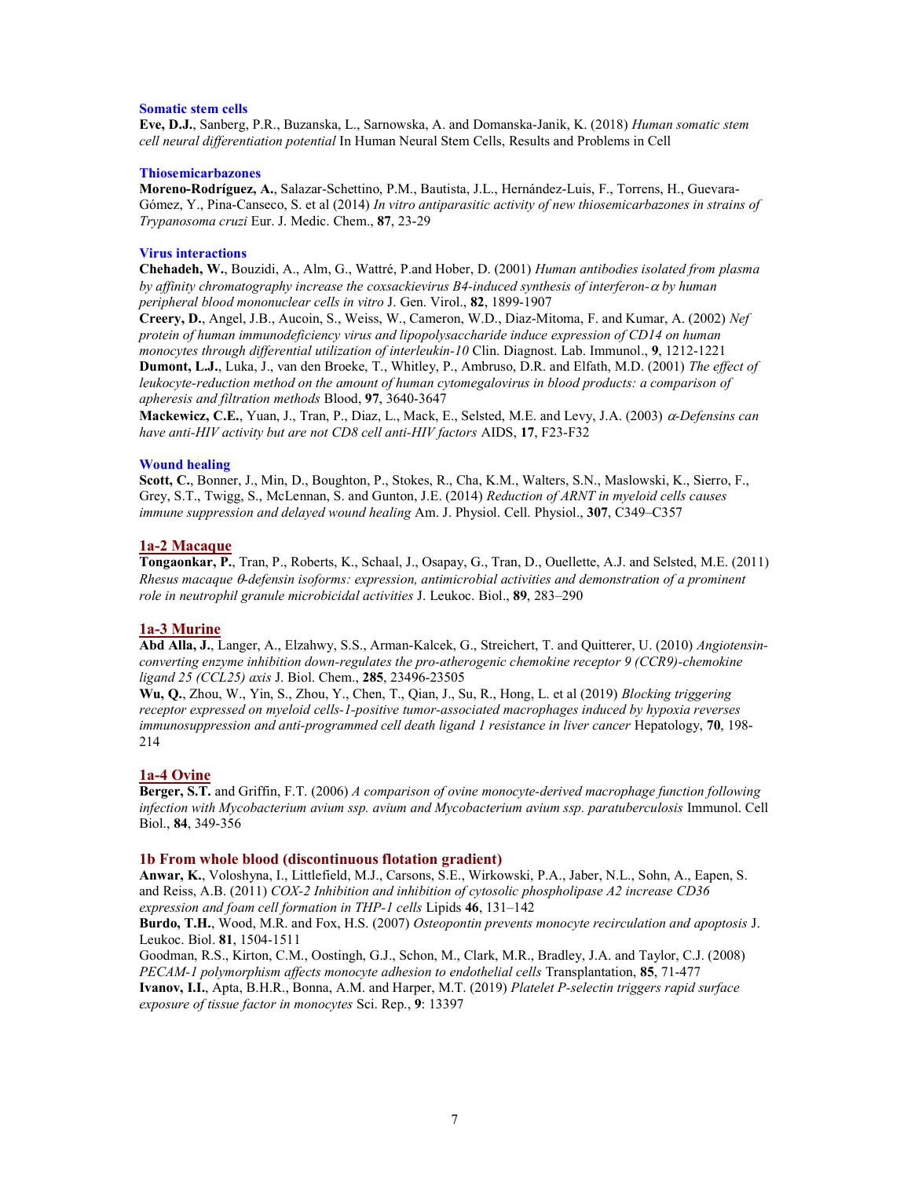**Somatic stem cells**

**Eve, D.J.**, Sanberg, P.R., Buzanska, L., Sarnowska, A. and Domanska-Janik, K. (2018) *Human somatic stem cell neural differentiation potential* In Human Neural Stem Cells, Results and Problems in Cell

**Thiosemicarbazones**

**Moreno-Rodríguez, A.**, Salazar-Schettino, P.M., Bautista, J.L., Hernández-Luis, F., Torrens, H., Guevara-Gómez, Y., Pina-Canseco, S. et al (2014) *In vitro antiparasitic activity of new thiosemicarbazones in strains of Trypanosoma cruzi* Eur. J. Medic. Chem., **87**, 23-29

**Virus interactions**

**Chehadeh, W.**, Bouzidi, A., Alm, G., Wattré, P.and Hober, D. (2001) *Human antibodies isolated from plasma by affinity chromatography increase the coxsackievirus B4-induced synthesis of interferon-$\alpha$ by human peripheral blood mononuclear cells in vitro* J. Gen. Virol., **82**, 1899-1907

**Creery, D.**, Angel, J.B., Aucoin, S., Weiss, W., Cameron, W.D., Diaz-Mitoma, F. and Kumar, A. (2002) *Nef protein of human immunodeficiency virus and lipopolysaccharide induce expression of CD14 on human monocytes through differential utilization of interleukin-10* Clin. Diagnost. Lab. Immunol., **9**, 1212-1221

**Dumont, L.J.**, Luka, J., van den Broeke, T., Whitley, P., Ambruso, D.R. and Elfath, M.D. (2001) *The effect of leukocyte-reduction method on the amount of human cytomegalovirus in blood products: a comparison of apheresis and filtration methods* Blood, **97**, 3640-3647

**Mackewicz, C.E.**, Yuan, J., Tran, P., Diaz, L., Mack, E., Selsted, M.E. and Levy, J.A. (2003) *$\alpha$-Defensins can have anti-HIV activity but are not CD8 cell anti-HIV factors* AIDS, **17**, F23-F32

**Wound healing**

**Scott, C.**, Bonner, J., Min, D., Boughton, P., Stokes, R., Cha, K.M., Walters, S.N., Maslowski, K., Sierro, F., Grey, S.T., Twigg, S., McLennan, S. and Gunton, J.E. (2014) *Reduction of ARNT in myeloid cells causes immune suppression and delayed wound healing* Am. J. Physiol. Cell. Physiol., **307**, C349–C357

## 1a-2 Macaque

**Tongaonkar, P.**, Tran, P., Roberts, K., Schaal, J., Osapay, G., Tran, D., Ouellette, A.J. and Selsted, M.E. (2011) *Rhesus macaque $\theta$-defensin isoforms: expression, antimicrobial activities and demonstration of a prominent role in neutrophil granule microbicidal activities* J. Leukoc. Biol., **89**, 283–290

## 1a-3 Murine

**Abd Alla, J.**, Langer, A., Elzahwy, S.S., Arman-Kalcek, G., Streichert, T. and Quitterer, U. (2010) *Angiotensin-converting enzyme inhibition down-regulates the pro-atherogenic chemokine receptor 9 (CCR9)-chemokine ligand 25 (CCL25) axis* J. Biol. Chem., **285**, 23496-23505

**Wu, Q.**, Zhou, W., Yin, S., Zhou, Y., Chen, T., Qian, J., Su, R., Hong, L. et al (2019) *Blocking triggering receptor expressed on myeloid cells-1-positive tumor-associated macrophages induced by hypoxia reverses immunosuppression and anti-programmed cell death ligand 1 resistance in liver cancer* Hepatology, **70**, 198-214

## 1a-4 Ovine

**Berger, S.T.** and Griffin, F.T. (2006) *A comparison of ovine monocyte-derived macrophage function following infection with Mycobacterium avium ssp. avium and Mycobacterium avium ssp. paratuberculosis* Immunol. Cell Biol., **84**, 349-356

## 1b From whole blood (discontinuous flotation gradient)

**Anwar, K.**, Voloshyna, I., Littlefield, M.J., Carsons, S.E., Wirkowski, P.A., Jaber, N.L., Sohn, A., Eapen, S. and Reiss, A.B. (2011) *COX-2 Inhibition and inhibition of cytosolic phospholipase A2 increase CD36 expression and foam cell formation in THP-1 cells* Lipids **46**, 131–142

**Burdo, T.H.**, Wood, M.R. and Fox, H.S. (2007) *Osteopontin prevents monocyte recirculation and apoptosis* J. Leukoc. Biol. **81**, 1504-1511

Goodman, R.S., Kirton, C.M., Oostingh, G.J., Schon, M., Clark, M.R., Bradley, J.A. and Taylor, C.J. (2008) *PECAM-1 polymorphism affects monocyte adhesion to endothelial cells* Transplantation, **85**, 71-477

**Ivanov, I.I.**, Apta, B.H.R., Bonna, A.M. and Harper, M.T. (2019) *Platelet P-selectin triggers rapid surface exposure of tissue factor in monocytes* Sci. Rep., **9**: 13397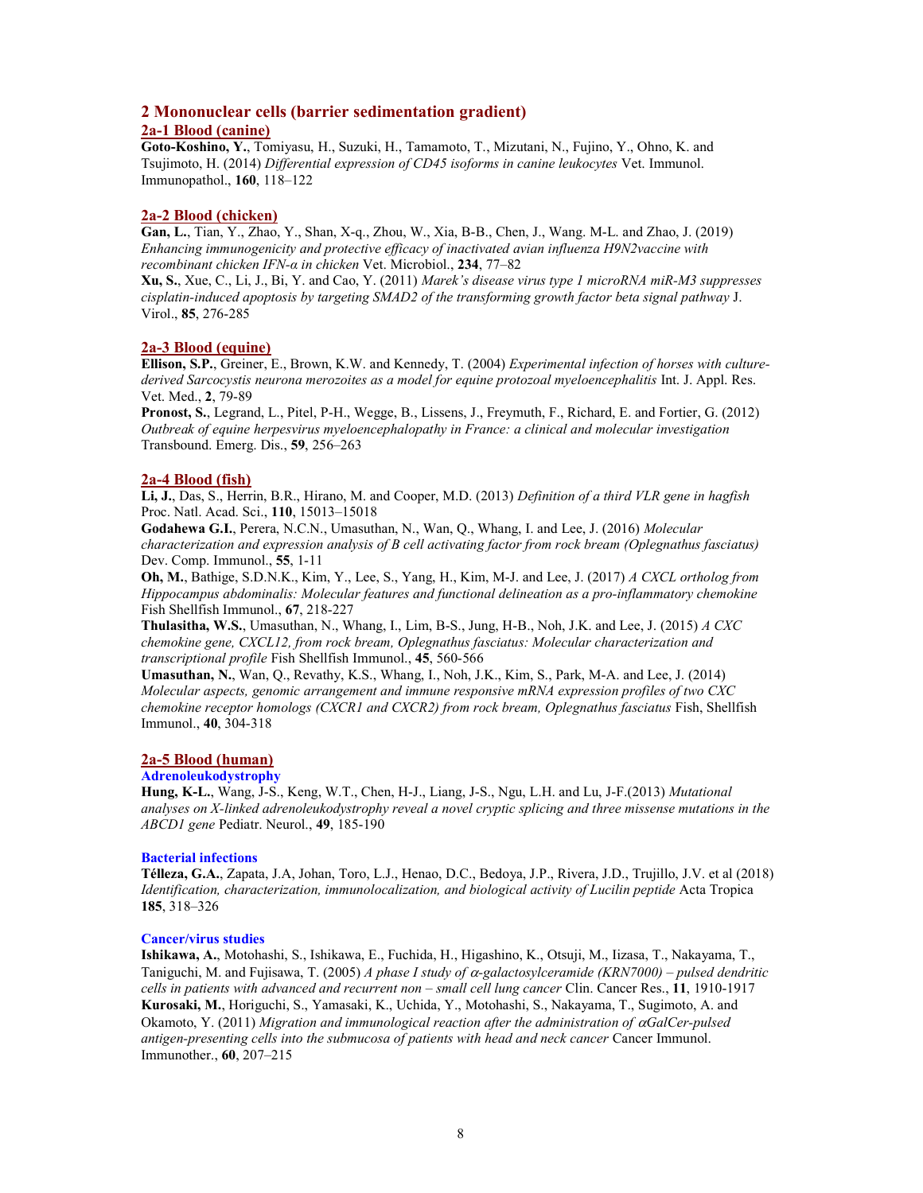## 2 Mononuclear cells (barrier sedimentation gradient)

### 2a-1 Blood (canine)

**Goto-Koshino, Y.**, Tomiyasu, H., Suzuki, H., Tamamoto, T., Mizutani, N., Fujino, Y., Ohno, K. and Tsujimoto, H. (2014) *Differential expression of CD45 isoforms in canine leukocytes* Vet. Immunol. Immunopathol., **160**, 118–122

### 2a-2 Blood (chicken)

**Gan, L.**, Tian, Y., Zhao, Y., Shan, X-q., Zhou, W., Xia, B-B., Chen, J., Wang. M-L. and Zhao, J. (2019) *Enhancing immunogenicity and protective efficacy of inactivated avian influenza H9N2vaccine with recombinant chicken IFN-α in chicken* Vet. Microbiol., **234**, 77–82

**Xu, S.**, Xue, C., Li, J., Bi, Y. and Cao, Y. (2011) *Marek's disease virus type 1 microRNA miR-M3 suppresses cisplatin-induced apoptosis by targeting SMAD2 of the transforming growth factor beta signal pathway* J. Virol., **85**, 276-285

### 2a-3 Blood (equine)

**Ellison, S.P.**, Greiner, E., Brown, K.W. and Kennedy, T. (2004) *Experimental infection of horses with culture-derived Sarcocystis neurona merozoites as a model for equine protozoal myeloencephalitis* Int. J. Appl. Res. Vet. Med., **2**, 79-89

**Pronost, S.**, Legrand, L., Pitel, P-H., Wegge, B., Lissens, J., Freymuth, F., Richard, E. and Fortier, G. (2012) *Outbreak of equine herpesvirus myeloencephalopathy in France: a clinical and molecular investigation* Transbound. Emerg. Dis., **59**, 256–263

### 2a-4 Blood (fish)

**Li, J.**, Das, S., Herrin, B.R., Hirano, M. and Cooper, M.D. (2013) *Definition of a third VLR gene in hagfish* Proc. Natl. Acad. Sci., **110**, 15013–15018

**Godahewa G.I.**, Perera, N.C.N., Umasuthan, N., Wan, Q., Whang, I. and Lee, J. (2016) *Molecular characterization and expression analysis of B cell activating factor from rock bream (Oplegnathus fasciatus)* Dev. Comp. Immunol., **55**, 1-11

**Oh, M.**, Bathige, S.D.N.K., Kim, Y., Lee, S., Yang, H., Kim, M-J. and Lee, J. (2017) *A CXCL ortholog from Hippocampus abdominalis: Molecular features and functional delineation as a pro-inflammatory chemokine* Fish Shellfish Immunol., **67**, 218-227

**Thulasitha, W.S.**, Umasuthan, N., Whang, I., Lim, B-S., Jung, H-B., Noh, J.K. and Lee, J. (2015) *A CXC chemokine gene, CXCL12, from rock bream, Oplegnathus fasciatus: Molecular characterization and transcriptional profile* Fish Shellfish Immunol., **45**, 560-566

**Umasuthan, N.**, Wan, Q., Revathy, K.S., Whang, I., Noh, J.K., Kim, S., Park, M-A. and Lee, J. (2014) *Molecular aspects, genomic arrangement and immune responsive mRNA expression profiles of two CXC chemokine receptor homologs (CXCR1 and CXCR2) from rock bream, Oplegnathus fasciatus* Fish, Shellfish Immunol., **40**, 304-318

### 2a-5 Blood (human)

#### Adrenoleukodystrophy

**Hung, K-L.**, Wang, J-S., Keng, W.T., Chen, H-J., Liang, J-S., Ngu, L.H. and Lu, J-F.(2013) *Mutational analyses on X-linked adrenoleukodystrophy reveal a novel cryptic splicing and three missense mutations in the ABCD1 gene* Pediatr. Neurol., **49**, 185-190

#### Bacterial infections

**Télleza, G.A.**, Zapata, J.A, Johan, Toro, L.J., Henao, D.C., Bedoya, J.P., Rivera, J.D., Trujillo, J.V. et al (2018) *Identification, characterization, immunolocalization, and biological activity of Lucilin peptide* Acta Tropica **185**, 318–326

#### Cancer/virus studies

**Ishikawa, A.**, Motohashi, S., Ishikawa, E., Fuchida, H., Higashino, K., Otsuji, M., Iizasa, T., Nakayama, T., Taniguchi, M. and Fujisawa, T. (2005) *A phase I study of α-galactosylceramide (KRN7000) – pulsed dendritic cells in patients with advanced and recurrent non – small cell lung cancer* Clin. Cancer Res., **11**, 1910-1917

**Kurosaki, M.**, Horiguchi, S., Yamasaki, K., Uchida, Y., Motohashi, S., Nakayama, T., Sugimoto, A. and Okamoto, Y. (2011) *Migration and immunological reaction after the administration of αGalCer-pulsed antigen-presenting cells into the submucosa of patients with head and neck cancer* Cancer Immunol. Immunother., **60**, 207–215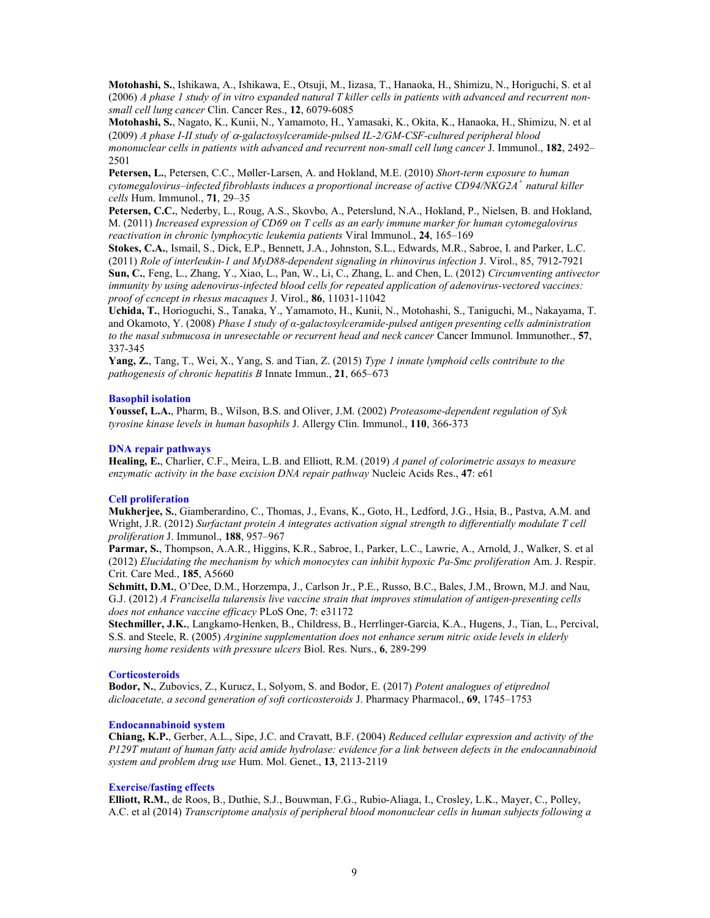**Motohashi, S.**, Ishikawa, A., Ishikawa, E., Otsuji, M., Iizasa, T., Hanaoka, H., Shimizu, N., Horiguchi, S. et al (2006) *A phase 1 study of in vitro expanded natural T killer cells in patients with advanced and recurrent non-small cell lung cancer* Clin. Cancer Res., **12**, 6079-6085

**Motohashi, S.**, Nagato, K., Kunii, N., Yamamoto, H., Yamasaki, K., Okita, K., Hanaoka, H., Shimizu, N. et al (2009) *A phase I-II study of α-galactosylceramide-pulsed IL-2/GM-CSF-cultured peripheral blood mononuclear cells in patients with advanced and recurrent non-small cell lung cancer* J. Immunol., **182**, 2492–2501

**Petersen, L.**, Petersen, C.C., Møller-Larsen, A. and Hokland, M.E. (2010) *Short-term exposure to human cytomegalovirus–infected fibroblasts induces a proportional increase of active CD94/NKG2A$^+$ natural killer cells* Hum. Immunol., **71**, 29–35

**Petersen, C.C.**, Nederby, L., Roug, A.S., Skovbo, A., Peterslund, N.A., Hokland, P., Nielsen, B. and Hokland, M. (2011) *Increased expression of CD69 on T cells as an early immune marker for human cytomegalovirus reactivation in chronic lymphocytic leukemia patients* Viral Immunol., **24**, 165–169

**Stokes, C.A.**, Ismail, S., Dick, E.P., Bennett, J.A., Johnston, S.L., Edwards, M.R., Sabroe, I. and Parker, L.C. (2011) *Role of interleukin-1 and MyD88-dependent signaling in rhinovirus infection* J. Virol., 85, 7912-7921

**Sun, C.**, Feng, L., Zhang, Y., Xiao, L., Pan, W., Li, C., Zhang, L. and Chen, L. (2012) *Circumventing antivector immunity by using adenovirus-infected blood cells for repeated application of adenovirus-vectored vaccines: proof of ccncept in rhesus macaques* J. Virol., **86**, 11031-11042

**Uchida, T.**, Horioguchi, S., Tanaka, Y., Yamamoto, H., Kunii, N., Motohashi, S., Taniguchi, M., Nakayama, T. and Okamoto, Y. (2008) *Phase I study of α-galactosylceramide-pulsed antigen presenting cells administration to the nasal submucosa in unresectable or recurrent head and neck cancer* Cancer Immunol. Immunother., **57**, 337-345

**Yang, Z.**, Tang, T., Wei, X., Yang, S. and Tian, Z. (2015) *Type 1 innate lymphoid cells contribute to the pathogenesis of chronic hepatitis B* Innate Immun., **21**, 665–673

### Basophil isolation

**Youssef, L.A.**, Pharm, B., Wilson, B.S. and Oliver, J.M. (2002) *Proteasome-dependent regulation of Syk tyrosine kinase levels in human basophils* J. Allergy Clin. Immunol., **110**, 366-373

### DNA repair pathways

**Healing, E.**, Charlier, C.F., Meira, L.B. and Elliott, R.M. (2019) *A panel of colorimetric assays to measure enzymatic activity in the base excision DNA repair pathway* Nucleic Acids Res., **47**: e61

### Cell proliferation

**Mukherjee, S.**, Giamberardino, C., Thomas, J., Evans, K., Goto, H., Ledford, J.G., Hsia, B., Pastva, A.M. and Wright, J.R. (2012) *Surfactant protein A integrates activation signal strength to differentially modulate T cell proliferation* J. Immunol., **188**, 957–967

**Parmar, S.**, Thompson, A.A.R., Higgins, K.R., Sabroe, I., Parker, L.C., Lawrie, A., Arnold, J., Walker, S. et al (2012) *Elucidating the mechanism by which monocytes can inhibit hypoxic Pa-Smc proliferation* Am. J. Respir. Crit. Care Med., **185**, A5660

**Schmitt, D.M.**, O'Dee, D.M., Horzempa, J., Carlson Jr., P.E., Russo, B.C., Bales, J.M., Brown, M.J. and Nau, G.J. (2012) *A Francisella tularensis live vaccine strain that improves stimulation of antigen-presenting cells does not enhance vaccine efficacy* PLoS One, **7**: e31172

**Stechmiller, J.K.**, Langkamo-Henken, B., Childress, B., Herrlinger-Garcia, K.A., Hugens, J., Tian, L., Percival, S.S. and Steele, R. (2005) *Arginine supplementation does not enhance serum nitric oxide levels in elderly nursing home residents with pressure ulcers* Biol. Res. Nurs., **6**, 289-299

### Corticosteroids

**Bodor, N.**, Zubovics, Z., Kurucz, I., Solyom, S. and Bodor, E. (2017) *Potent analogues of etiprednol dicloacetate, a second generation of soft corticosteroids* J. Pharmacy Pharmacol., **69**, 1745–1753

### Endocannabinoid system

**Chiang, K.P.**, Gerber, A.L., Sipe, J.C. and Cravatt, B.F. (2004) *Reduced cellular expression and activity of the P129T mutant of human fatty acid amide hydrolase: evidence for a link between defects in the endocannabinoid system and problem drug use* Hum. Mol. Genet., **13**, 2113-2119

### Exercise/fasting effects

**Elliott, R.M.**, de Roos, B., Duthie, S.J., Bouwman, F.G., Rubio-Aliaga, I., Crosley, L.K., Mayer, C., Polley, A.C. et al (2014) *Transcriptome analysis of peripheral blood mononuclear cells in human subjects following a*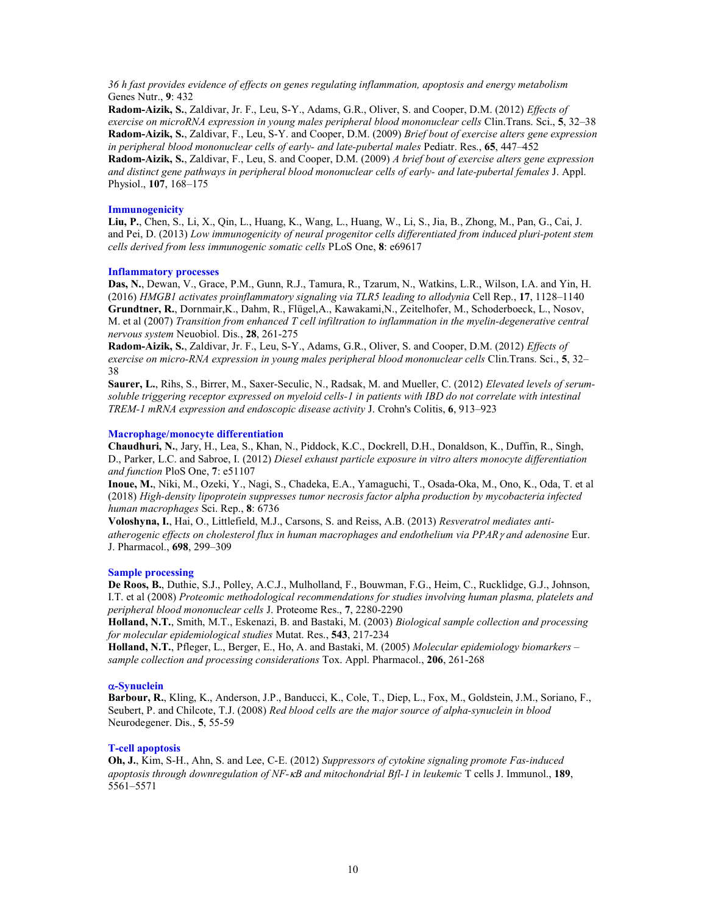*36 h fast provides evidence of effects on genes regulating inflammation, apoptosis and energy metabolism* Genes Nutr., **9**: 432

**Radom-Aizik, S.**, Zaldivar, Jr. F., Leu, S-Y., Adams, G.R., Oliver, S. and Cooper, D.M. (2012) *Effects of exercise on microRNA expression in young males peripheral blood mononuclear cells* Clin.Trans. Sci., **5**, 32–38

**Radom-Aizik, S.**, Zaldivar, F., Leu, S-Y. and Cooper, D.M. (2009) *Brief bout of exercise alters gene expression in peripheral blood mononuclear cells of early- and late-pubertal males* Pediatr. Res., **65**, 447–452

**Radom-Aizik, S.**, Zaldivar, F., Leu, S. and Cooper, D.M. (2009) *A brief bout of exercise alters gene expression and distinct gene pathways in peripheral blood mononuclear cells of early- and late-pubertal females* J. Appl. Physiol., **107**, 168–175

### Immunogenicity

**Liu, P.**, Chen, S., Li, X., Qin, L., Huang, K., Wang, L., Huang, W., Li, S., Jia, B., Zhong, M., Pan, G., Cai, J. and Pei, D. (2013) *Low immunogenicity of neural progenitor cells differentiated from induced pluri-potent stem cells derived from less immunogenic somatic cells* PLoS One, **8**: e69617

### Inflammatory processes

**Das, N.**, Dewan, V., Grace, P.M., Gunn, R.J., Tamura, R., Tzarum, N., Watkins, L.R., Wilson, I.A. and Yin, H. (2016) *HMGB1 activates proinflammatory signaling via TLR5 leading to allodynia* Cell Rep., **17**, 1128–1140

**Grundtner, R.**, Dornmair,K., Dahm, R., Flügel,A., Kawakami,N., Zeitelhofer, M., Schoderboeck, L., Nosov, M. et al (2007) *Transition from enhanced T cell infiltration to inflammation in the myelin-degenerative central nervous system* Neuobiol. Dis., **28**, 261-275

**Radom-Aizik, S.**, Zaldivar, Jr. F., Leu, S-Y., Adams, G.R., Oliver, S. and Cooper, D.M. (2012) *Effects of exercise on micro-RNA expression in young males peripheral blood mononuclear cells* Clin.Trans. Sci., **5**, 32–38

**Saurer, L.**, Rihs, S., Birrer, M., Saxer-Seculic, N., Radsak, M. and Mueller, C. (2012) *Elevated levels of serum-soluble triggering receptor expressed on myeloid cells-1 in patients with IBD do not correlate with intestinal TREM-1 mRNA expression and endoscopic disease activity* J. Crohn's Colitis, **6**, 913–923

### Macrophage/monocyte differentiation

**Chaudhuri, N.**, Jary, H., Lea, S., Khan, N., Piddock, K.C., Dockrell, D.H., Donaldson, K., Duffin, R., Singh, D., Parker, L.C. and Sabroe, I. (2012) *Diesel exhaust particle exposure in vitro alters monocyte differentiation and function* PloS One, **7**: e51107

**Inoue, M.**, Niki, M., Ozeki, Y., Nagi, S., Chadeka, E.A., Yamaguchi, T., Osada-Oka, M., Ono, K., Oda, T. et al (2018) *High-density lipoprotein suppresses tumor necrosis factor alpha production by mycobacteria infected human macrophages* Sci. Rep., **8**: 6736

**Voloshyna, I.**, Hai, O., Littlefield, M.J., Carsons, S. and Reiss, A.B. (2013) *Resveratrol mediates anti-atherogenic effects on cholesterol flux in human macrophages and endothelium via PPAR*$\gamma$ *and adenosine* Eur. J. Pharmacol., **698**, 299–309

### Sample processing

**De Roos, B.**, Duthie, S.J., Polley, A.C.J., Mulholland, F., Bouwman, F.G., Heim, C., Rucklidge, G.J., Johnson, I.T. et al (2008) *Proteomic methodological recommendations for studies involving human plasma, platelets and peripheral blood mononuclear cells* J. Proteome Res., **7**, 2280-2290

**Holland, N.T.**, Smith, M.T., Eskenazi, B. and Bastaki, M. (2003) *Biological sample collection and processing for molecular epidemiological studies* Mutat. Res., **543**, 217-234

**Holland, N.T.**, Pfleger, L., Berger, E., Ho, A. and Bastaki, M. (2005) *Molecular epidemiology biomarkers – sample collection and processing considerations* Tox. Appl. Pharmacol., **206**, 261-268

### $\alpha$-Synuclein

**Barbour, R.**, Kling, K., Anderson, J.P., Banducci, K., Cole, T., Diep, L., Fox, M., Goldstein, J.M., Soriano, F., Seubert, P. and Chilcote, T.J. (2008) *Red blood cells are the major source of alpha-synuclein in blood* Neurodegener. Dis., **5**, 55-59

### T-cell apoptosis

**Oh, J.**, Kim, S-H., Ahn, S. and Lee, C-E. (2012) *Suppressors of cytokine signaling promote Fas-induced apoptosis through downregulation of NF-*$\kappa$*B and mitochondrial Bfl-1 in leukemic* T cells J. Immunol., **189**, 5561–5571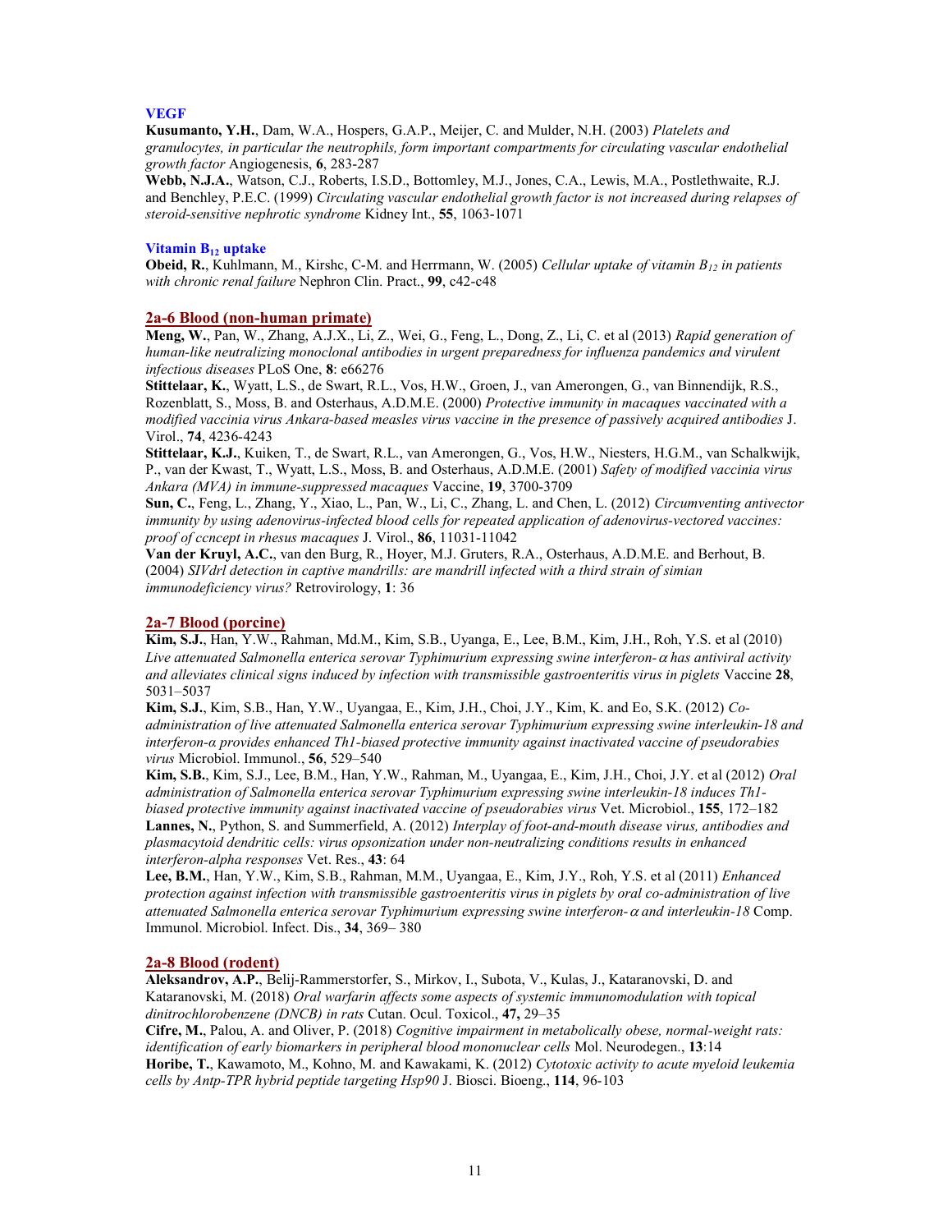### VEGF

**Kusumanto, Y.H.**, Dam, W.A., Hospers, G.A.P., Meijer, C. and Mulder, N.H. (2003) *Platelets and granulocytes, in particular the neutrophils, form important compartments for circulating vascular endothelial growth factor* Angiogenesis, **6**, 283-287

**Webb, N.J.A.**, Watson, C.J., Roberts, I.S.D., Bottomley, M.J., Jones, C.A., Lewis, M.A., Postlethwaite, R.J. and Benchley, P.E.C. (1999) *Circulating vascular endothelial growth factor is not increased during relapses of steroid-sensitive nephrotic syndrome* Kidney Int., **55**, 1063-1071

### Vitamin $B_{12}$ uptake

**Obeid, R.**, Kuhlmann, M., Kirshc, C-M. and Herrmann, W. (2005) *Cellular uptake of vitamin $B_{12}$ in patients with chronic renal failure* Nephron Clin. Pract., **99**, c42-c48

## 2a-6 Blood (non-human primate)

**Meng, W.**, Pan, W., Zhang, A.J.X., Li, Z., Wei, G., Feng, L., Dong, Z., Li, C. et al (2013) *Rapid generation of human-like neutralizing monoclonal antibodies in urgent preparedness for influenza pandemics and virulent infectious diseases* PLoS One, **8**: e66276

**Stittelaar, K.**, Wyatt, L.S., de Swart, R.L., Vos, H.W., Groen, J., van Amerongen, G., van Binnendijk, R.S., Rozenblatt, S., Moss, B. and Osterhaus, A.D.M.E. (2000) *Protective immunity in macaques vaccinated with a modified vaccinia virus Ankara-based measles virus vaccine in the presence of passively acquired antibodies* J. Virol., **74**, 4236-4243

**Stittelaar, K.J.**, Kuiken, T., de Swart, R.L., van Amerongen, G., Vos, H.W., Niesters, H.G.M., van Schalkwijk, P., van der Kwast, T., Wyatt, L.S., Moss, B. and Osterhaus, A.D.M.E. (2001) *Safety of modified vaccinia virus Ankara (MVA) in immune-suppressed macaques* Vaccine, **19**, 3700-3709

**Sun, C.**, Feng, L., Zhang, Y., Xiao, L., Pan, W., Li, C., Zhang, L. and Chen, L. (2012) *Circumventing antivector immunity by using adenovirus-infected blood cells for repeated application of adenovirus-vectored vaccines: proof of ccncept in rhesus macaques* J. Virol., **86**, 11031-11042

**Van der Kruyl, A.C.**, van den Burg, R., Hoyer, M.J. Gruters, R.A., Osterhaus, A.D.M.E. and Berhout, B. (2004) *SIVdrl detection in captive mandrills: are mandrill infected with a third strain of simian immunodeficiency virus?* Retrovirology, **1**: 36

## 2a-7 Blood (porcine)

**Kim, S.J.**, Han, Y.W., Rahman, Md.M., Kim, S.B., Uyanga, E., Lee, B.M., Kim, J.H., Roh, Y.S. et al (2010) *Live attenuated Salmonella enterica serovar Typhimurium expressing swine interferon-α has antiviral activity and alleviates clinical signs induced by infection with transmissible gastroenteritis virus in piglets* Vaccine **28**, 5031–5037

**Kim, S.J.**, Kim, S.B., Han, Y.W., Uyangaa, E., Kim, J.H., Choi, J.Y., Kim, K. and Eo, S.K. (2012) *Co-administration of live attenuated Salmonella enterica serovar Typhimurium expressing swine interleukin-18 and interferon-α provides enhanced Th1-biased protective immunity against inactivated vaccine of pseudorabies virus* Microbiol. Immunol., **56**, 529–540

**Kim, S.B.**, Kim, S.J., Lee, B.M., Han, Y.W., Rahman, M., Uyangaa, E., Kim, J.H., Choi, J.Y. et al (2012) *Oral administration of Salmonella enterica serovar Typhimurium expressing swine interleukin-18 induces Th1-biased protective immunity against inactivated vaccine of pseudorabies virus* Vet. Microbiol., **155**, 172–182

**Lannes, N.**, Python, S. and Summerfield, A. (2012) *Interplay of foot-and-mouth disease virus, antibodies and plasmacytoid dendritic cells: virus opsonization under non-neutralizing conditions results in enhanced interferon-alpha responses* Vet. Res., **43**: 64

**Lee, B.M.**, Han, Y.W., Kim, S.B., Rahman, M.M., Uyangaa, E., Kim, J.Y., Roh, Y.S. et al (2011) *Enhanced protection against infection with transmissible gastroenteritis virus in piglets by oral co-administration of live attenuated Salmonella enterica serovar Typhimurium expressing swine interferon-α and interleukin-18* Comp. Immunol. Microbiol. Infect. Dis., **34**, 369– 380

## 2a-8 Blood (rodent)

**Aleksandrov, A.P.**, Belij-Rammerstorfer, S., Mirkov, I., Subota, V., Kulas, J., Kataranovski, D. and Kataranovski, M. (2018) *Oral warfarin affects some aspects of systemic immunomodulation with topical dinitrochlorobenzene (DNCB) in rats* Cutan. Ocul. Toxicol., **47,** 29–35

**Cifre, M.**, Palou, A. and Oliver, P. (2018) *Cognitive impairment in metabolically obese, normal-weight rats: identification of early biomarkers in peripheral blood mononuclear cells* Mol. Neurodegen., **13**:14

**Horibe, T.**, Kawamoto, M., Kohno, M. and Kawakami, K. (2012) *Cytotoxic activity to acute myeloid leukemia cells by Antp-TPR hybrid peptide targeting Hsp90* J. Biosci. Bioeng., **114**, 96-103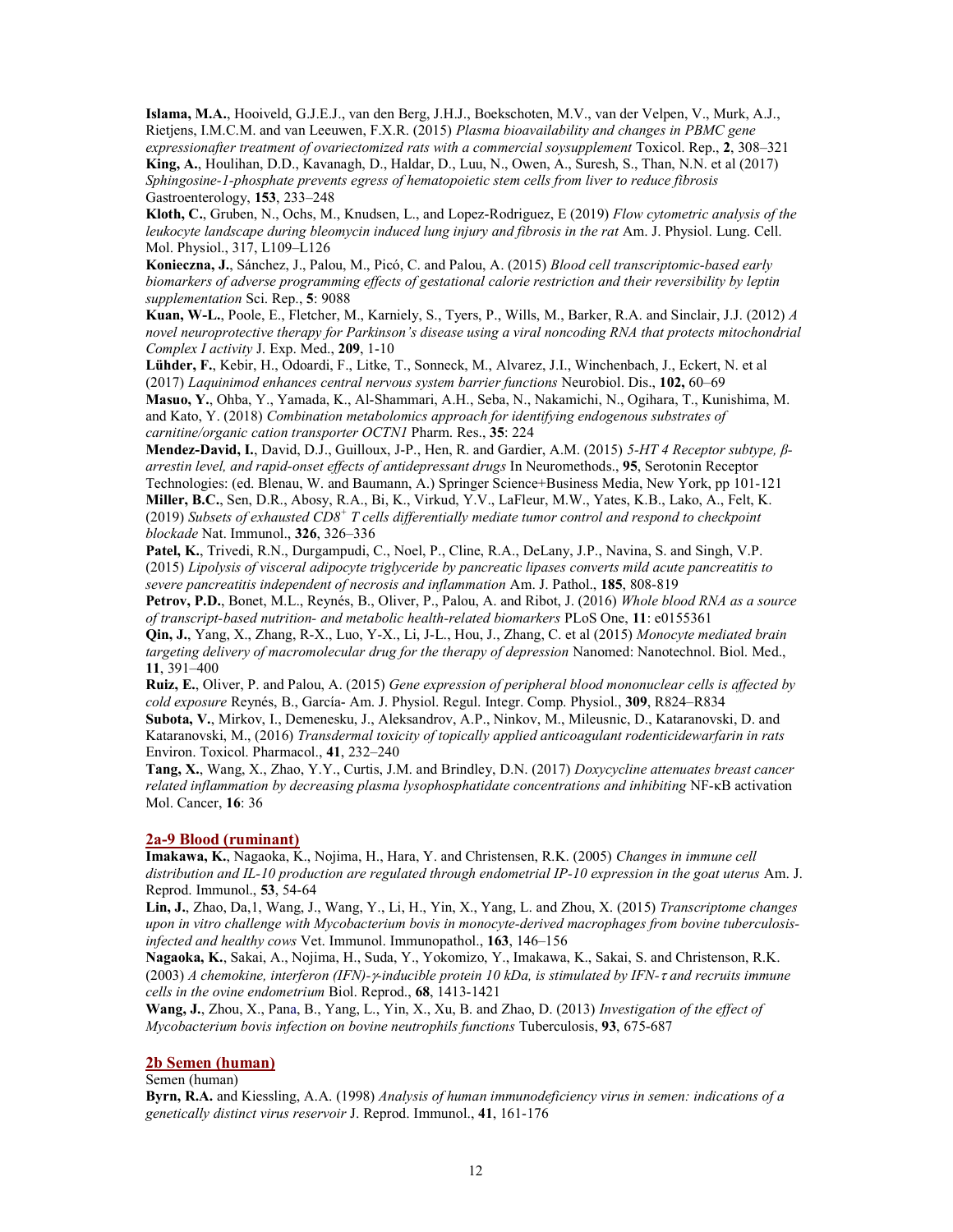**Islama, M.A.**, Hooiveld, G.J.E.J., van den Berg, J.H.J., Boekschoten, M.V., van der Velpen, V., Murk, A.J., Rietjens, I.M.C.M. and van Leeuwen, F.X.R. (2015) *Plasma bioavailability and changes in PBMC gene expressionafter treatment of ovariectomized rats with a commercial soysupplement* Toxicol. Rep., **2**, 308–321

**King, A.**, Houlihan, D.D., Kavanagh, D., Haldar, D., Luu, N., Owen, A., Suresh, S., Than, N.N. et al (2017) *Sphingosine-1-phosphate prevents egress of hematopoietic stem cells from liver to reduce fibrosis* Gastroenterology, **153**, 233–248

**Kloth, C.**, Gruben, N., Ochs, M., Knudsen, L., and Lopez-Rodriguez, E (2019) *Flow cytometric analysis of the leukocyte landscape during bleomycin induced lung injury and fibrosis in the rat* Am. J. Physiol. Lung. Cell. Mol. Physiol., 317, L109–L126

**Konieczna, J.**, Sánchez, J., Palou, M., Picó, C. and Palou, A. (2015) *Blood cell transcriptomic-based early biomarkers of adverse programming effects of gestational calorie restriction and their reversibility by leptin supplementation* Sci. Rep., **5**: 9088

**Kuan, W-L.**, Poole, E., Fletcher, M., Karniely, S., Tyers, P., Wills, M., Barker, R.A. and Sinclair, J.J. (2012) *A novel neuroprotective therapy for Parkinson's disease using a viral noncoding RNA that protects mitochondrial Complex I activity* J. Exp. Med., **209**, 1-10

**Lühder, F.**, Kebir, H., Odoardi, F., Litke, T., Sonneck, M., Alvarez, J.I., Winchenbach, J., Eckert, N. et al (2017) *Laquinimod enhances central nervous system barrier functions* Neurobiol. Dis., **102,** 60–69

**Masuo, Y.**, Ohba, Y., Yamada, K., Al-Shammari, A.H., Seba, N., Nakamichi, N., Ogihara, T., Kunishima, M. and Kato, Y. (2018) *Combination metabolomics approach for identifying endogenous substrates of carnitine/organic cation transporter OCTN1* Pharm. Res., **35**: 224

**Mendez-David, I.**, David, D.J., Guilloux, J-P., Hen, R. and Gardier, A.M. (2015) *5-HT 4 Receptor subtype, β-arrestin level, and rapid-onset effects of antidepressant drugs* In Neuromethods., **95**, Serotonin Receptor Technologies: (ed. Blenau, W. and Baumann, A.) Springer Science+Business Media, New York, pp 101-121

**Miller, B.C.**, Sen, D.R., Abosy, R.A., Bi, K., Virkud, Y.V., LaFleur, M.W., Yates, K.B., Lako, A., Felt, K. (2019) *Subsets of exhausted CD8$^+$ T cells differentially mediate tumor control and respond to checkpoint blockade* Nat. Immunol., **326**, 326–336

**Patel, K.**, Trivedi, R.N., Durgampudi, C., Noel, P., Cline, R.A., DeLany, J.P., Navina, S. and Singh, V.P. (2015) *Lipolysis of visceral adipocyte triglyceride by pancreatic lipases converts mild acute pancreatitis to severe pancreatitis independent of necrosis and inflammation* Am. J. Pathol., **185**, 808-819

**Petrov, P.D.**, Bonet, M.L., Reynés, B., Oliver, P., Palou, A. and Ribot, J. (2016) *Whole blood RNA as a source of transcript-based nutrition- and metabolic health-related biomarkers* PLoS One, **11**: e0155361

**Qin, J.**, Yang, X., Zhang, R-X., Luo, Y-X., Li, J-L., Hou, J., Zhang, C. et al (2015) *Monocyte mediated brain targeting delivery of macromolecular drug for the therapy of depression* Nanomed: Nanotechnol. Biol. Med., **11**, 391–400

**Ruiz, E.**, Oliver, P. and Palou, A. (2015) *Gene expression of peripheral blood mononuclear cells is affected by cold exposure* Reynés, B., García- Am. J. Physiol. Regul. Integr. Comp. Physiol., **309**, R824–R834

**Subota, V.**, Mirkov, I., Demenesku, J., Aleksandrov, A.P., Ninkov, M., Mileusnic, D., Kataranovski, D. and Kataranovski, M., (2016) *Transdermal toxicity of topically applied anticoagulant rodenticidewarfarin in rats* Environ. Toxicol. Pharmacol., **41**, 232–240

**Tang, X.**, Wang, X., Zhao, Y.Y., Curtis, J.M. and Brindley, D.N. (2017) *Doxycycline attenuates breast cancer related inflammation by decreasing plasma lysophosphatidate concentrations and inhibiting* NF-κB activation Mol. Cancer, **16**: 36

## 2a-9 Blood (ruminant)

**Imakawa, K.**, Nagaoka, K., Nojima, H., Hara, Y. and Christensen, R.K. (2005) *Changes in immune cell distribution and IL-10 production are regulated through endometrial IP-10 expression in the goat uterus* Am. J. Reprod. Immunol., **53**, 54-64

**Lin, J.**, Zhao, Da,1, Wang, J., Wang, Y., Li, H., Yin, X., Yang, L. and Zhou, X. (2015) *Transcriptome changes upon in vitro challenge with Mycobacterium bovis in monocyte-derived macrophages from bovine tuberculosis-infected and healthy cows* Vet. Immunol. Immunopathol., **163**, 146–156

**Nagaoka, K.**, Sakai, A., Nojima, H., Suda, Y., Yokomizo, Y., Imakawa, K., Sakai, S. and Christenson, R.K. (2003) *A chemokine, interferon (IFN)-γ-inducible protein 10 kDa, is stimulated by IFN-τ and recruits immune cells in the ovine endometrium* Biol. Reprod., **68**, 1413-1421

**Wang, J.**, Zhou, X., Pana, B., Yang, L., Yin, X., Xu, B. and Zhao, D. (2013) *Investigation of the effect of Mycobacterium bovis infection on bovine neutrophils functions* Tuberculosis, **93**, 675-687

## 2b Semen (human)

Semen (human)

**Byrn, R.A.** and Kiessling, A.A. (1998) *Analysis of human immunodeficiency virus in semen: indications of a genetically distinct virus reservoir* J. Reprod. Immunol., **41**, 161-176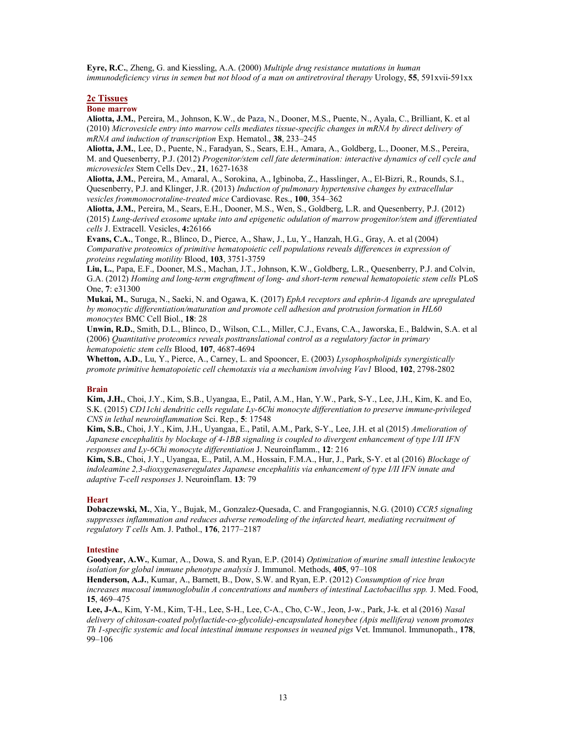**Eyre, R.C.**, Zheng, G. and Kiessling, A.A. (2000) *Multiple drug resistance mutations in human immunodeficiency virus in semen but not blood of a man on antiretroviral therapy* Urology, **55**, 591xvii-591xx

## 2c Tissues

### Bone marrow

**Aliotta, J.M.**, Pereira, M., Johnson, K.W., de Paza, N., Dooner, M.S., Puente, N., Ayala, C., Brilliant, K. et al (2010) *Microvesicle entry into marrow cells mediates tissue-specific changes in mRNA by direct delivery of mRNA and induction of transcription* Exp. Hematol., **38**, 233–245

**Aliotta, J.M.**, Lee, D., Puente, N., Faradyan, S., Sears, E.H., Amara, A., Goldberg, L., Dooner, M.S., Pereira, M. and Quesenberry, P.J. (2012) *Progenitor/stem cell fate determination: interactive dynamics of cell cycle and microvesicles* Stem Cells Dev., **21**, 1627-1638

**Aliotta, J.M.**, Pereira, M., Amaral, A., Sorokina, A., Igbinoba, Z., Hasslinger, A., El-Bizri, R., Rounds, S.I., Quesenberry, P.J. and Klinger, J.R. (2013) *Induction of pulmonary hypertensive changes by extracellular vesicles frommonocrotaline-treated mice* Cardiovasc. Res., **100**, 354–362

**Aliotta, J.M.**, Pereira, M., Sears, E.H., Dooner, M.S., Wen, S., Goldberg, L.R. and Quesenberry, P.J. (2012) (2015) *Lung-derived exosome uptake into and epigenetic odulation of marrow progenitor/stem and ifferentiated cells* J. Extracell. Vesicles, **4:**26166

**Evans, C.A.**, Tonge, R., Blinco, D., Pierce, A., Shaw, J., Lu, Y., Hanzah, H.G., Gray, A. et al (2004) *Comparative proteomics of primitive hematopoietic cell populations reveals differences in expression of proteins regulating motility* Blood, **103**, 3751-3759

**Liu, L.**, Papa, E.F., Dooner, M.S., Machan, J.T., Johnson, K.W., Goldberg, L.R., Quesenberry, P.J. and Colvin, G.A. (2012) *Homing and long-term engraftment of long- and short-term renewal hematopoietic stem cells* PLoS One, **7**: e31300

**Mukai, M.**, Suruga, N., Saeki, N. and Ogawa, K. (2017) *EphA receptors and ephrin-A ligands are upregulated by monocytic differentiation/maturation and promote cell adhesion and protrusion formation in HL60 monocytes* BMC Cell Biol., **18**: 28

**Unwin, R.D.**, Smith, D.L., Blinco, D., Wilson, C.L., Miller, C.J., Evans, C.A., Jaworska, E., Baldwin, S.A. et al (2006) *Quantitative proteomics reveals posttranslational control as a regulatory factor in primary hematopoietic stem cells* Blood, **107**, 4687-4694

**Whetton, A.D.**, Lu, Y., Pierce, A., Carney, L. and Spooncer, E. (2003) *Lysophospholipids synergistically promote primitive hematopoietic cell chemotaxis via a mechanism involving Vav1* Blood, **102**, 2798-2802

### Brain

**Kim, J.H.**, Choi, J.Y., Kim, S.B., Uyangaa, E., Patil, A.M., Han, Y.W., Park, S-Y., Lee, J.H., Kim, K. and Eo, S.K. (2015) *CD11chi dendritic cells regulate Ly-6Chi monocyte differentiation to preserve immune-privileged CNS in lethal neuroinflammation* Sci. Rep., **5**: 17548

**Kim, S.B.**, Choi, J.Y., Kim, J.H., Uyangaa, E., Patil, A.M., Park, S-Y., Lee, J.H. et al (2015) *Amelioration of Japanese encephalitis by blockage of 4-1BB signaling is coupled to divergent enhancement of type I/II IFN responses and Ly-6Chi monocyte differentiation* J. Neuroinflamm., **12**: 216

**Kim, S.B.**, Choi, J.Y., Uyangaa, E., Patil, A.M., Hossain, F.M.A., Hur, J., Park, S-Y. et al (2016) *Blockage of indoleamine 2,3-dioxygenaseregulates Japanese encephalitis via enhancement of type I/II IFN innate and adaptive T-cell responses* J. Neuroinflam. **13**: 79

### Heart

**Dobaczewski, M.**, Xia, Y., Bujak, M., Gonzalez-Quesada, C. and Frangogiannis, N.G. (2010) *CCR5 signaling suppresses inflammation and reduces adverse remodeling of the infarcted heart, mediating recruitment of regulatory T cells* Am. J. Pathol., **176**, 2177–2187

### Intestine

**Goodyear, A.W.**, Kumar, A., Dowa, S. and Ryan, E.P. (2014) *Optimization of murine small intestine leukocyte isolation for global immune phenotype analysis* J. Immunol. Methods, **405**, 97–108

**Henderson, A.J.**, Kumar, A., Barnett, B., Dow, S.W. and Ryan, E.P. (2012) *Consumption of rice bran increases mucosal immunoglobulin A concentrations and numbers of intestinal Lactobacillus spp.* J. Med. Food, **15**, 469–475

**Lee, J-A.**, Kim, Y-M., Kim, T-H., Lee, S-H., Lee, C-A., Cho, C-W., Jeon, J-w., Park, J-k. et al (2016) *Nasal delivery of chitosan-coated poly(lactide-co-glycolide)-encapsulated honeybee (Apis mellifera) venom promotes Th 1-specific systemic and local intestinal immune responses in weaned pigs* Vet. Immunol. Immunopath., **178**, 99–106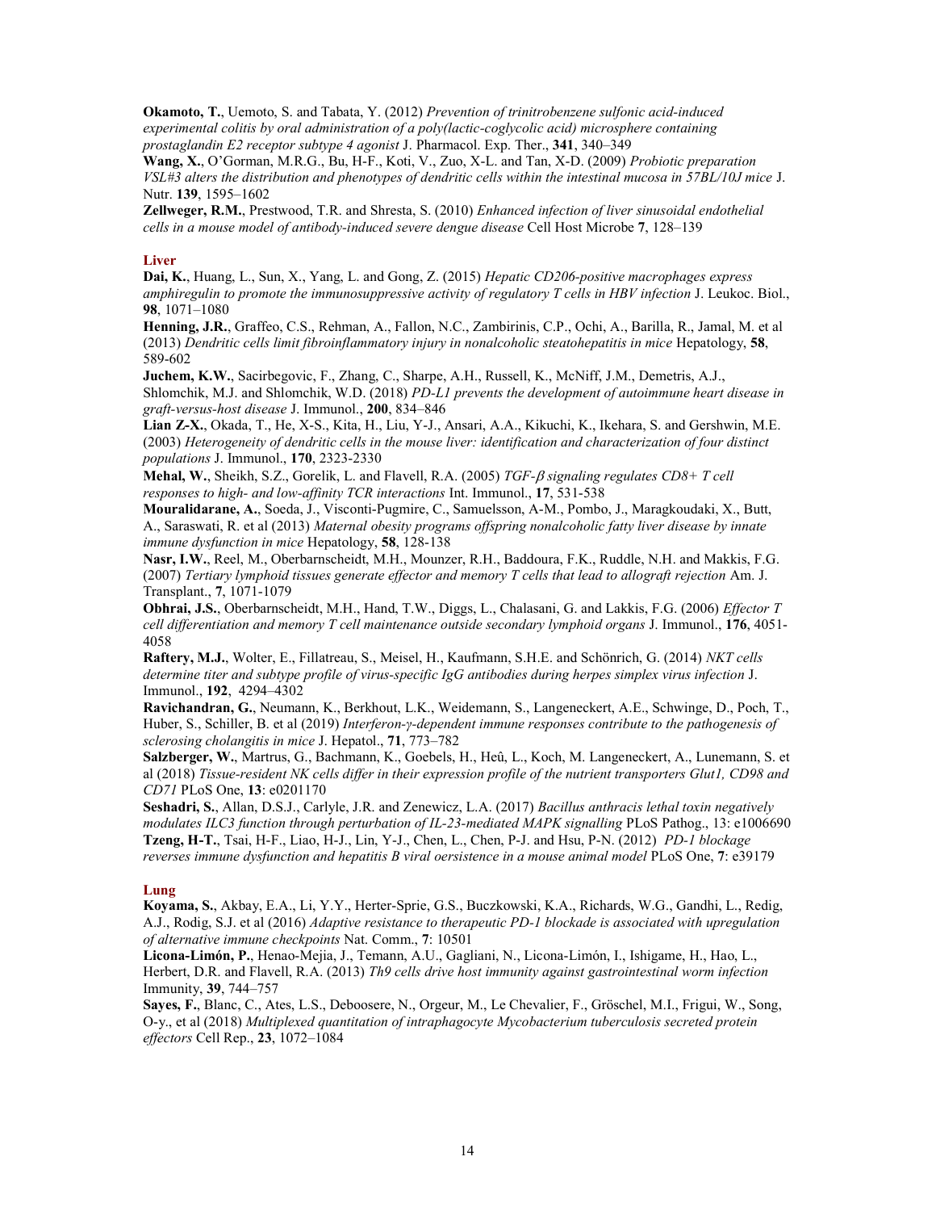**Okamoto, T.**, Uemoto, S. and Tabata, Y. (2012) *Prevention of trinitrobenzene sulfonic acid-induced experimental colitis by oral administration of a poly(lactic-coglycolic acid) microsphere containing prostaglandin E2 receptor subtype 4 agonist* J. Pharmacol. Exp. Ther., **341**, 340–349

**Wang, X.**, O'Gorman, M.R.G., Bu, H-F., Koti, V., Zuo, X-L. and Tan, X-D. (2009) *Probiotic preparation VSL#3 alters the distribution and phenotypes of dendritic cells within the intestinal mucosa in 57BL/10J mice* J. Nutr. **139**, 1595–1602

**Zellweger, R.M.**, Prestwood, T.R. and Shresta, S. (2010) *Enhanced infection of liver sinusoidal endothelial cells in a mouse model of antibody-induced severe dengue disease* Cell Host Microbe **7**, 128–139

## Liver

**Dai, K.**, Huang, L., Sun, X., Yang, L. and Gong, Z. (2015) *Hepatic CD206-positive macrophages express amphiregulin to promote the immunosuppressive activity of regulatory T cells in HBV infection* J. Leukoc. Biol., **98**, 1071–1080

**Henning, J.R.**, Graffeo, C.S., Rehman, A., Fallon, N.C., Zambirinis, C.P., Ochi, A., Barilla, R., Jamal, M. et al (2013) *Dendritic cells limit fibroinflammatory injury in nonalcoholic steatohepatitis in mice* Hepatology, **58**, 589-602

**Juchem, K.W.**, Sacirbegovic, F., Zhang, C., Sharpe, A.H., Russell, K., McNiff, J.M., Demetris, A.J., Shlomchik, M.J. and Shlomchik, W.D. (2018) *PD-L1 prevents the development of autoimmune heart disease in graft-versus-host disease* J. Immunol., **200**, 834–846

**Lian Z-X.**, Okada, T., He, X-S., Kita, H., Liu, Y-J., Ansari, A.A., Kikuchi, K., Ikehara, S. and Gershwin, M.E. (2003) *Heterogeneity of dendritic cells in the mouse liver: identification and characterization of four distinct populations* J. Immunol., **170**, 2323-2330

**Mehal, W.**, Sheikh, S.Z., Gorelik, L. and Flavell, R.A. (2005) *TGF-β signaling regulates CD8+ T cell responses to high- and low-affinity TCR interactions* Int. Immunol., **17**, 531-538

**Mouralidarane, A.**, Soeda, J., Visconti-Pugmire, C., Samuelsson, A-M., Pombo, J., Maragkoudaki, X., Butt, A., Saraswati, R. et al (2013) *Maternal obesity programs offspring nonalcoholic fatty liver disease by innate immune dysfunction in mice* Hepatology, **58**, 128-138

**Nasr, I.W.**, Reel, M., Oberbarnscheidt, M.H., Mounzer, R.H., Baddoura, F.K., Ruddle, N.H. and Makkis, F.G. (2007) *Tertiary lymphoid tissues generate effector and memory T cells that lead to allograft rejection* Am. J. Transplant., **7**, 1071-1079

**Obhrai, J.S.**, Oberbarnscheidt, M.H., Hand, T.W., Diggs, L., Chalasani, G. and Lakkis, F.G. (2006) *Effector T cell differentiation and memory T cell maintenance outside secondary lymphoid organs* J. Immunol., **176**, 4051-4058

**Raftery, M.J.**, Wolter, E., Fillatreau, S., Meisel, H., Kaufmann, S.H.E. and Schönrich, G. (2014) *NKT cells determine titer and subtype profile of virus-specific IgG antibodies during herpes simplex virus infection* J. Immunol., **192**, 4294–4302

**Ravichandran, G.**, Neumann, K., Berkhout, L.K., Weidemann, S., Langeneckert, A.E., Schwinge, D., Poch, T., Huber, S., Schiller, B. et al (2019) *Interferon-γ-dependent immune responses contribute to the pathogenesis of sclerosing cholangitis in mice* J. Hepatol., **71**, 773–782

**Salzberger, W.**, Martrus, G., Bachmann, K., Goebels, H., Heû, L., Koch, M. Langeneckert, A., Lunemann, S. et al (2018) *Tissue-resident NK cells differ in their expression profile of the nutrient transporters Glut1, CD98 and CD71* PLoS One, **13**: e0201170

**Seshadri, S.**, Allan, D.S.J., Carlyle, J.R. and Zenewicz, L.A. (2017) *Bacillus anthracis lethal toxin negatively modulates ILC3 function through perturbation of IL-23-mediated MAPK signalling* PLoS Pathog., 13: e1006690

**Tzeng, H-T.**, Tsai, H-F., Liao, H-J., Lin, Y-J., Chen, L., Chen, P-J. and Hsu, P-N. (2012) *PD-1 blockage reverses immune dysfunction and hepatitis B viral oersistence in a mouse animal model* PLoS One, **7**: e39179

## Lung

**Koyama, S.**, Akbay, E.A., Li, Y.Y., Herter-Sprie, G.S., Buczkowski, K.A., Richards, W.G., Gandhi, L., Redig, A.J., Rodig, S.J. et al (2016) *Adaptive resistance to therapeutic PD-1 blockade is associated with upregulation of alternative immune checkpoints* Nat. Comm., **7**: 10501

**Licona-Limón, P.**, Henao-Mejia, J., Temann, A.U., Gagliani, N., Licona-Limón, I., Ishigame, H., Hao, L., Herbert, D.R. and Flavell, R.A. (2013) *Th9 cells drive host immunity against gastrointestinal worm infection* Immunity, **39**, 744–757

**Sayes, F.**, Blanc, C., Ates, L.S., Deboosere, N., Orgeur, M., Le Chevalier, F., Gröschel, M.I., Frigui, W., Song, O-y., et al (2018) *Multiplexed quantitation of intraphagocyte Mycobacterium tuberculosis secreted protein effectors* Cell Rep., **23**, 1072–1084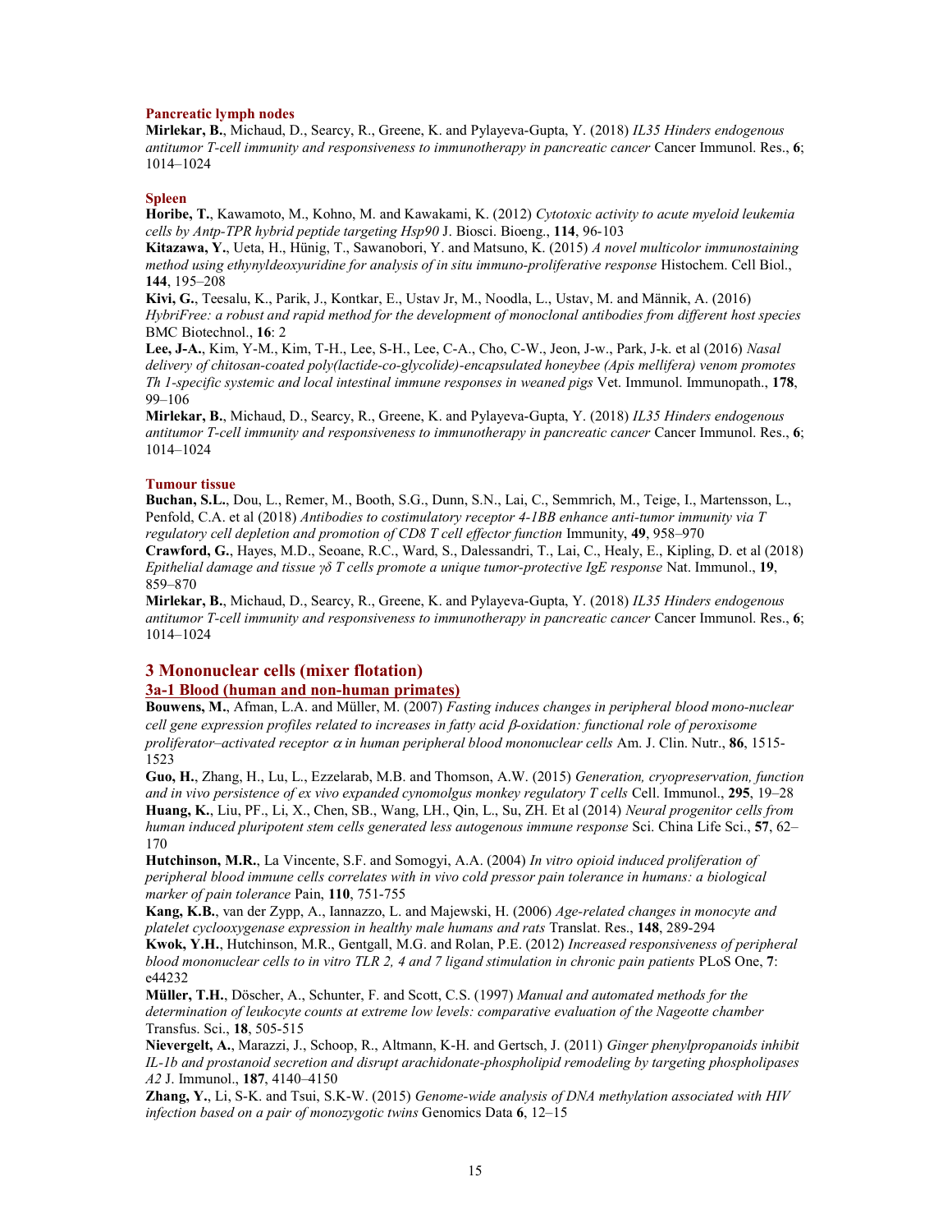#### Pancreatic lymph nodes

**Mirlekar, B.**, Michaud, D., Searcy, R., Greene, K. and Pylayeva-Gupta, Y. (2018) *IL35 Hinders endogenous antitumor T-cell immunity and responsiveness to immunotherapy in pancreatic cancer* Cancer Immunol. Res., **6**; 1014–1024

#### Spleen

**Horibe, T.**, Kawamoto, M., Kohno, M. and Kawakami, K. (2012) *Cytotoxic activity to acute myeloid leukemia cells by Antp-TPR hybrid peptide targeting Hsp90* J. Biosci. Bioeng., **114**, 96-103

**Kitazawa, Y.**, Ueta, H., Hünig, T., Sawanobori, Y. and Matsuno, K. (2015) *A novel multicolor immunostaining method using ethynyldeoxyuridine for analysis of in situ immuno-proliferative response* Histochem. Cell Biol., **144**, 195–208

**Kivi, G.**, Teesalu, K., Parik, J., Kontkar, E., Ustav Jr, M., Noodla, L., Ustav, M. and Männik, A. (2016) *HybriFree: a robust and rapid method for the development of monoclonal antibodies from different host species* BMC Biotechnol., **16**: 2

**Lee, J-A.**, Kim, Y-M., Kim, T-H., Lee, S-H., Lee, C-A., Cho, C-W., Jeon, J-w., Park, J-k. et al (2016) *Nasal delivery of chitosan-coated poly(lactide-co-glycolide)-encapsulated honeybee (Apis mellifera) venom promotes Th 1-specific systemic and local intestinal immune responses in weaned pigs* Vet. Immunol. Immunopath., **178**, 99–106

**Mirlekar, B.**, Michaud, D., Searcy, R., Greene, K. and Pylayeva-Gupta, Y. (2018) *IL35 Hinders endogenous antitumor T-cell immunity and responsiveness to immunotherapy in pancreatic cancer* Cancer Immunol. Res., **6**; 1014–1024

#### Tumour tissue

**Buchan, S.L.**, Dou, L., Remer, M., Booth, S.G., Dunn, S.N., Lai, C., Semmrich, M., Teige, I., Martensson, L., Penfold, C.A. et al (2018) *Antibodies to costimulatory receptor 4-1BB enhance anti-tumor immunity via T regulatory cell depletion and promotion of CD8 T cell effector function* Immunity, **49**, 958–970

**Crawford, G.**, Hayes, M.D., Seoane, R.C., Ward, S., Dalessandri, T., Lai, C., Healy, E., Kipling, D. et al (2018) *Epithelial damage and tissue γδ T cells promote a unique tumor-protective IgE response* Nat. Immunol., **19**, 859–870

**Mirlekar, B.**, Michaud, D., Searcy, R., Greene, K. and Pylayeva-Gupta, Y. (2018) *IL35 Hinders endogenous antitumor T-cell immunity and responsiveness to immunotherapy in pancreatic cancer* Cancer Immunol. Res., **6**; 1014–1024

## 3 Mononuclear cells (mixer flotation)

### 3a-1 Blood (human and non-human primates)

**Bouwens, M.**, Afman, L.A. and Müller, M. (2007) *Fasting induces changes in peripheral blood mono-nuclear cell gene expression profiles related to increases in fatty acid β-oxidation: functional role of peroxisome proliferator–activated receptor α in human peripheral blood mononuclear cells* Am. J. Clin. Nutr., **86**, 1515-1523

**Guo, H.**, Zhang, H., Lu, L., Ezzelarab, M.B. and Thomson, A.W. (2015) *Generation, cryopreservation, function and in vivo persistence of ex vivo expanded cynomolgus monkey regulatory T cells* Cell. Immunol., **295**, 19–28

**Huang, K.**, Liu, PF., Li, X., Chen, SB., Wang, LH., Qin, L., Su, ZH. Et al (2014) *Neural progenitor cells from human induced pluripotent stem cells generated less autogenous immune response* Sci. China Life Sci., **57**, 62–170

**Hutchinson, M.R.**, La Vincente, S.F. and Somogyi, A.A. (2004) *In vitro opioid induced proliferation of peripheral blood immune cells correlates with in vivo cold pressor pain tolerance in humans: a biological marker of pain tolerance* Pain, **110**, 751-755

**Kang, K.B.**, van der Zypp, A., Iannazzo, L. and Majewski, H. (2006) *Age-related changes in monocyte and platelet cyclooxygenase expression in healthy male humans and rats* Translat. Res., **148**, 289-294

**Kwok, Y.H.**, Hutchinson, M.R., Gentgall, M.G. and Rolan, P.E. (2012) *Increased responsiveness of peripheral blood mononuclear cells to in vitro TLR 2, 4 and 7 ligand stimulation in chronic pain patients* PLoS One, **7**: e44232

**Müller, T.H.**, Döscher, A., Schunter, F. and Scott, C.S. (1997) *Manual and automated methods for the determination of leukocyte counts at extreme low levels: comparative evaluation of the Nageotte chamber* Transfus. Sci., **18**, 505-515

**Nievergelt, A.**, Marazzi, J., Schoop, R., Altmann, K-H. and Gertsch, J. (2011) *Ginger phenylpropanoids inhibit IL-1b and prostanoid secretion and disrupt arachidonate-phospholipid remodeling by targeting phospholipases A2* J. Immunol., **187**, 4140–4150

**Zhang, Y.**, Li, S-K. and Tsui, S.K-W. (2015) *Genome-wide analysis of DNA methylation associated with HIV infection based on a pair of monozygotic twins* Genomics Data **6**, 12–15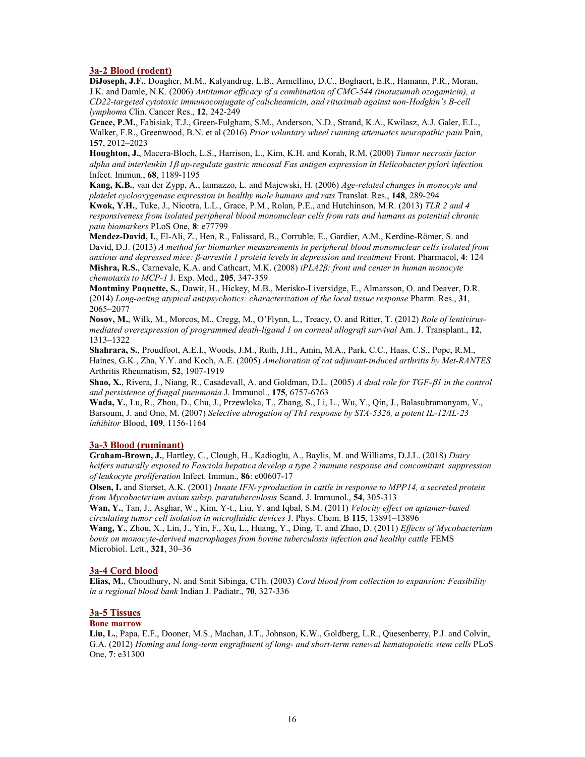### 3a-2 Blood (rodent)

**DiJoseph, J.F.**, Dougher, M.M., Kalyandrug, L.B., Armellino, D.C., Boghaert, E.R., Hamann, P.R., Moran, J.K. and Damle, N.K. (2006) *Antitumor efficacy of a combination of CMC-544 (inotuzumab ozogamicin), a CD22-targeted cytotoxic immunoconjugate of calicheamicin, and rituximab against non-Hodgkin's B-cell lymphoma* Clin. Cancer Res., **12**, 242-249

**Grace, P.M.**, Fabisiak, T.J., Green-Fulgham, S.M., Anderson, N.D., Strand, K.A., Kwilasz, A.J. Galer, E.L., Walker, F.R., Greenwood, B.N. et al (2016) *Prior voluntary wheel running attenuates neuropathic pain* Pain, **157**, 2012–2023

**Houghton, J.**, Macera-Bloch, L.S., Harrison, L., Kim, K.H. and Korah, R.M. (2000) *Tumor necrosis factor alpha and interleukin 1β up-regulate gastric mucosal Fas antigen expression in Helicobacter pylori infection* Infect. Immun., **68**, 1189-1195

**Kang, K.B.**, van der Zypp, A., Iannazzo, L. and Majewski, H. (2006) *Age-related changes in monocyte and platelet cyclooxygenase expression in healthy male humans and rats* Translat. Res., **148**, 289-294

**Kwok, Y.H.**, Tuke, J., Nicotra, L.L., Grace, P.M., Rolan, P.E., and Hutchinson, M.R. (2013) *TLR 2 and 4 responsiveness from isolated peripheral blood mononuclear cells from rats and humans as potential chronic pain biomarkers* PLoS One, **8**: e77799

**Mendez-David, I.**, El-Ali, Z., Hen, R., Falissard, B., Corruble, E., Gardier, A.M., Kerdine-Römer, S. and David, D.J. (2013) *A method for biomarker measurements in peripheral blood mononuclear cells isolated from anxious and depressed mice: β-arrestin 1 protein levels in depression and treatment* Front. Pharmacol, **4**: 124

**Mishra, R.S.**, Carnevale, K.A. and Cathcart, M.K. (2008) *iPLA2β: front and center in human monocyte chemotaxis to MCP-1* J. Exp. Med., **205**, 347-359

**Montminy Paquette, S.**, Dawit, H., Hickey, M.B., Merisko-Liversidge, E., Almarsson, O. and Deaver, D.R. (2014) *Long-acting atypical antipsychotics: characterization of the local tissue response* Pharm. Res., **31**, 2065–2077

**Nosov, M.**, Wilk, M., Morcos, M., Cregg, M., O'Flynn, L., Treacy, O. and Ritter, T. (2012) *Role of lentivirus-mediated overexpression of programmed death-ligand 1 on corneal allograft survival* Am. J. Transplant., **12**, 1313–1322

**Shahrara, S.**, Proudfoot, A.E.I., Woods, J.M., Ruth, J.H., Amin, M.A., Park, C.C., Haas, C.S., Pope, R.M., Haines, G.K., Zha, Y.Y. and Koch, A.E. (2005) *Amelioration of rat adjuvant-induced arthritis by Met-RANTES* Arthritis Rheumatism, **52**, 1907-1919

**Shao, X.**, Rivera, J., Niang, R., Casadevall, A. and Goldman, D.L. (2005) *A dual role for TGF-β1 in the control and persistence of fungal pneumonia* J. Immunol., **175**, 6757-6763

**Wada, Y.**, Lu, R., Zhou, D., Chu, J., Przewloka, T., Zhang, S., Li, L., Wu, Y., Qin, J., Balasubramanyam, V., Barsoum, J. and Ono, M. (2007) *Selective abrogation of Th1 response by STA-5326, a potent IL-12/IL-23 inhibitor* Blood, **109**, 1156-1164

### 3a-3 Blood (ruminant)

**Graham-Brown, J.**, Hartley, C., Clough, H., Kadioglu, A., Baylis, M. and Williams, D.J.L. (2018) *Dairy heifers naturally exposed to Fasciola hepatica develop a type 2 immune response and concomitant suppression of leukocyte proliferation* Infect. Immun., **86**: e00607-17

**Olsen, I.** and Storset, A.K. (2001) *Innate IFN-γ production in cattle in response to MPP14, a secreted protein from Mycobacterium avium subsp. paratuberculosis* Scand. J. Immunol., **54**, 305-313

**Wan, Y.**, Tan, J., Asghar, W., Kim, Y-t., Liu, Y. and Iqbal, S.M. (2011) *Velocity effect on aptamer-based circulating tumor cell isolation in microfluidic devices* J. Phys. Chem. B **115**, 13891–13896

**Wang, Y.**, Zhou, X., Lin, J., Yin, F., Xu, L., Huang, Y., Ding, T. and Zhao, D. (2011) *Effects of Mycobacterium bovis on monocyte-derived macrophages from bovine tuberculosis infection and healthy cattle* FEMS Microbiol. Lett., **321**, 30–36

### 3a-4 Cord blood

**Elias, M.**, Choudhury, N. and Smit Sibinga, CTh. (2003) *Cord blood from collection to expansion: Feasibility in a regional blood bank* Indian J. Padiatr., **70**, 327-336

### 3a-5 Tissues

#### Bone marrow

**Liu, L.**, Papa, E.F., Dooner, M.S., Machan, J.T., Johnson, K.W., Goldberg, L.R., Quesenberry, P.J. and Colvin, G.A. (2012) *Homing and long-term engraftment of long- and short-term renewal hematopoietic stem cells* PLoS One, **7**: e31300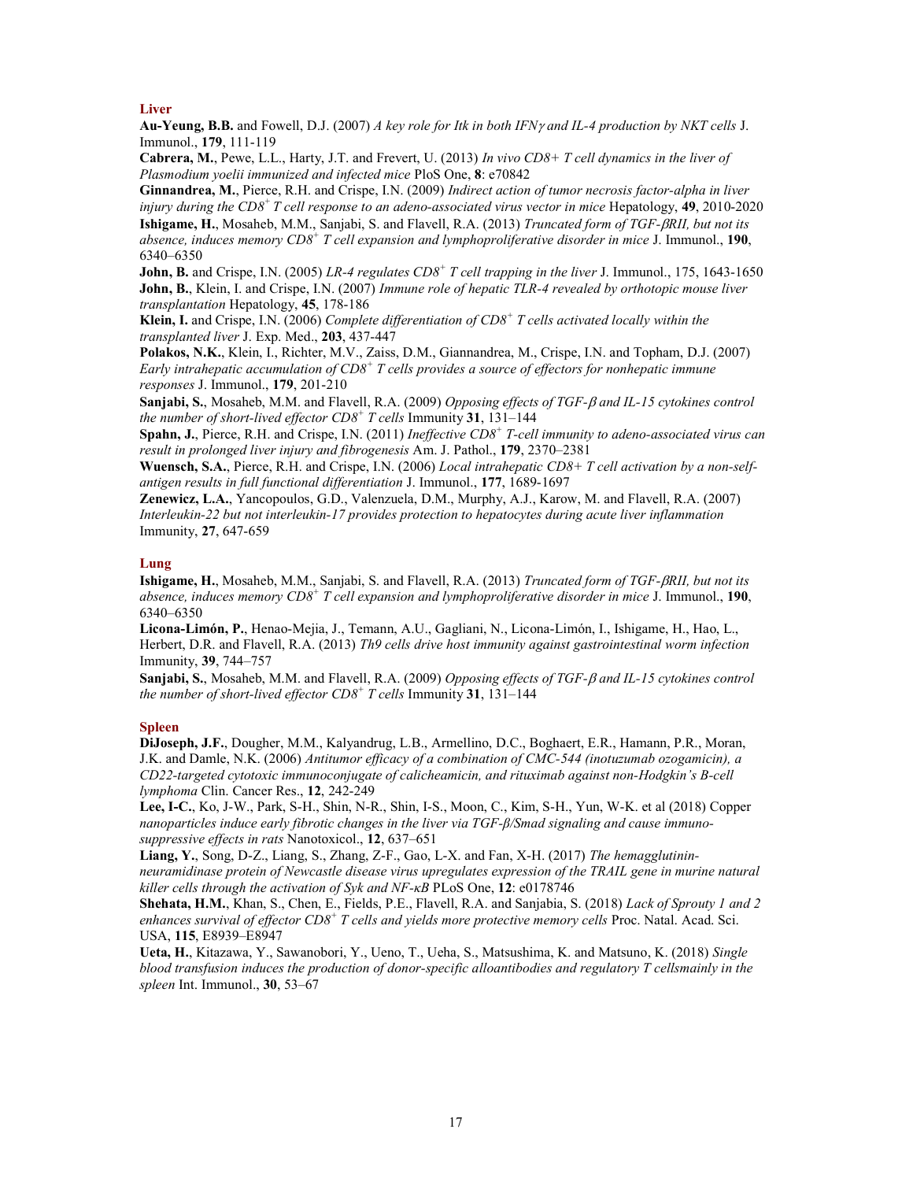### Liver

**Au-Yeung, B.B.** and Fowell, D.J. (2007) *A key role for Itk in both IFNγ and IL-4 production by NKT cells* J. Immunol., **179**, 111-119

**Cabrera, M.**, Pewe, L.L., Harty, J.T. and Frevert, U. (2013) *In vivo CD8+ T cell dynamics in the liver of Plasmodium yoelii immunized and infected mice* PloS One, **8**: e70842

**Ginnandrea, M.**, Pierce, R.H. and Crispe, I.N. (2009) *Indirect action of tumor necrosis factor-alpha in liver injury during the CD8$^+$ T cell response to an adeno-associated virus vector in mice* Hepatology, **49**, 2010-2020

**Ishigame, H.**, Mosaheb, M.M., Sanjabi, S. and Flavell, R.A. (2013) *Truncated form of TGF-βRII, but not its absence, induces memory CD8$^+$ T cell expansion and lymphoproliferative disorder in mice* J. Immunol., **190**, 6340–6350

**John, B.** and Crispe, I.N. (2005) *LR-4 regulates CD8$^+$ T cell trapping in the liver* J. Immunol., 175, 1643-1650

**John, B.**, Klein, I. and Crispe, I.N. (2007) *Immune role of hepatic TLR-4 revealed by orthotopic mouse liver transplantation* Hepatology, **45**, 178-186

**Klein, I.** and Crispe, I.N. (2006) *Complete differentiation of CD8$^+$ T cells activated locally within the transplanted liver* J. Exp. Med., **203**, 437-447

**Polakos, N.K.**, Klein, I., Richter, M.V., Zaiss, D.M., Giannandrea, M., Crispe, I.N. and Topham, D.J. (2007) *Early intrahepatic accumulation of CD8$^+$ T cells provides a source of effectors for nonhepatic immune responses* J. Immunol., **179**, 201-210

**Sanjabi, S.**, Mosaheb, M.M. and Flavell, R.A. (2009) *Opposing effects of TGF-β and IL-15 cytokines control the number of short-lived effector CD8$^+$ T cells* Immunity **31**, 131–144

**Spahn, J.**, Pierce, R.H. and Crispe, I.N. (2011) *Ineffective CD8$^+$ T-cell immunity to adeno-associated virus can result in prolonged liver injury and fibrogenesis* Am. J. Pathol., **179**, 2370–2381

**Wuensch, S.A.**, Pierce, R.H. and Crispe, I.N. (2006) *Local intrahepatic CD8+ T cell activation by a non-self-antigen results in full functional differentiation* J. Immunol., **177**, 1689-1697

**Zenewicz, L.A.**, Yancopoulos, G.D., Valenzuela, D.M., Murphy, A.J., Karow, M. and Flavell, R.A. (2007) *Interleukin-22 but not interleukin-17 provides protection to hepatocytes during acute liver inflammation* Immunity, **27**, 647-659

### Lung

**Ishigame, H.**, Mosaheb, M.M., Sanjabi, S. and Flavell, R.A. (2013) *Truncated form of TGF-βRII, but not its absence, induces memory CD8$^+$ T cell expansion and lymphoproliferative disorder in mice* J. Immunol., **190**, 6340–6350

**Licona-Limón, P.**, Henao-Mejia, J., Temann, A.U., Gagliani, N., Licona-Limón, I., Ishigame, H., Hao, L., Herbert, D.R. and Flavell, R.A. (2013) *Th9 cells drive host immunity against gastrointestinal worm infection* Immunity, **39**, 744–757

**Sanjabi, S.**, Mosaheb, M.M. and Flavell, R.A. (2009) *Opposing effects of TGF-β and IL-15 cytokines control the number of short-lived effector CD8$^+$ T cells* Immunity **31**, 131–144

### Spleen

**DiJoseph, J.F.**, Dougher, M.M., Kalyandrug, L.B., Armellino, D.C., Boghaert, E.R., Hamann, P.R., Moran, J.K. and Damle, N.K. (2006) *Antitumor efficacy of a combination of CMC-544 (inotuzumab ozogamicin), a CD22-targeted cytotoxic immunoconjugate of calicheamicin, and rituximab against non-Hodgkin's B-cell lymphoma* Clin. Cancer Res., **12**, 242-249

**Lee, I-C.**, Ko, J-W., Park, S-H., Shin, N-R., Shin, I-S., Moon, C., Kim, S-H., Yun, W-K. et al (2018) Copper *nanoparticles induce early fibrotic changes in the liver via TGF-β/Smad signaling and cause immuno-suppressive effects in rats* Nanotoxicol., **12**, 637–651

**Liang, Y.**, Song, D-Z., Liang, S., Zhang, Z-F., Gao, L-X. and Fan, X-H. (2017) *The hemagglutinin-neuramidinase protein of Newcastle disease virus upregulates expression of the TRAIL gene in murine natural killer cells through the activation of Syk and NF-κB* PLoS One, **12**: e0178746

**Shehata, H.M.**, Khan, S., Chen, E., Fields, P.E., Flavell, R.A. and Sanjabia, S. (2018) *Lack of Sprouty 1 and 2 enhances survival of effector CD8$^+$ T cells and yields more protective memory cells* Proc. Natal. Acad. Sci. USA, **115**, E8939–E8947

**Ueta, H.**, Kitazawa, Y., Sawanobori, Y., Ueno, T., Ueha, S., Matsushima, K. and Matsuno, K. (2018) *Single blood transfusion induces the production of donor-specific alloantibodies and regulatory T cellsmainly in the spleen* Int. Immunol., **30**, 53–67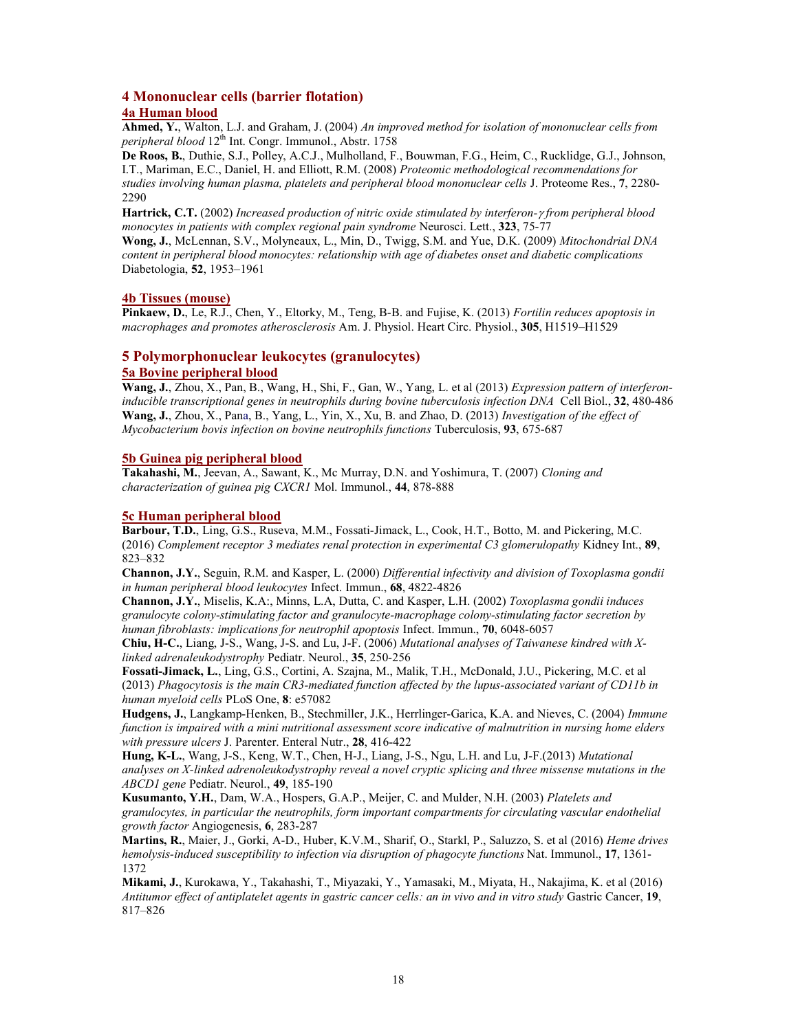## 4 Mononuclear cells (barrier flotation)

### 4a Human blood

**Ahmed, Y.**, Walton, L.J. and Graham, J. (2004) *An improved method for isolation of mononuclear cells from peripheral blood* 12th Int. Congr. Immunol., Abstr. 1758

**De Roos, B.**, Duthie, S.J., Polley, A.C.J., Mulholland, F., Bouwman, F.G., Heim, C., Rucklidge, G.J., Johnson, I.T., Mariman, E.C., Daniel, H. and Elliott, R.M. (2008) *Proteomic methodological recommendations for studies involving human plasma, platelets and peripheral blood mononuclear cells* J. Proteome Res., **7**, 2280-2290

**Hartrick, C.T.** (2002) *Increased production of nitric oxide stimulated by interferon-γ from peripheral blood monocytes in patients with complex regional pain syndrome* Neurosci. Lett., **323**, 75-77

**Wong, J.**, McLennan, S.V., Molyneaux, L., Min, D., Twigg, S.M. and Yue, D.K. (2009) *Mitochondrial DNA content in peripheral blood monocytes: relationship with age of diabetes onset and diabetic complications* Diabetologia, **52**, 1953–1961

### 4b Tissues (mouse)

**Pinkaew, D.**, Le, R.J., Chen, Y., Eltorky, M., Teng, B-B. and Fujise, K. (2013) *Fortilin reduces apoptosis in macrophages and promotes atherosclerosis* Am. J. Physiol. Heart Circ. Physiol., **305**, H1519–H1529

## 5 Polymorphonuclear leukocytes (granulocytes)

### 5a Bovine peripheral blood

**Wang, J.**, Zhou, X., Pan, B., Wang, H., Shi, F., Gan, W., Yang, L. et al (2013) *Expression pattern of interferon-inducible transcriptional genes in neutrophils during bovine tuberculosis infection DNA* Cell Biol., **32**, 480-486

**Wang, J.**, Zhou, X., Pana, B., Yang, L., Yin, X., Xu, B. and Zhao, D. (2013) *Investigation of the effect of Mycobacterium bovis infection on bovine neutrophils functions* Tuberculosis, **93**, 675-687

### 5b Guinea pig peripheral blood

**Takahashi, M.**, Jeevan, A., Sawant, K., Mc Murray, D.N. and Yoshimura, T. (2007) *Cloning and characterization of guinea pig CXCR1* Mol. Immunol., **44**, 878-888

### 5c Human peripheral blood

**Barbour, T.D.**, Ling, G.S., Ruseva, M.M., Fossati-Jimack, L., Cook, H.T., Botto, M. and Pickering, M.C. (2016) *Complement receptor 3 mediates renal protection in experimental C3 glomerulopathy* Kidney Int., **89**, 823–832

**Channon, J.Y.**, Seguin, R.M. and Kasper, L. (2000) *Differential infectivity and division of Toxoplasma gondii in human peripheral blood leukocytes* Infect. Immun., **68**, 4822-4826

**Channon, J.Y.**, Miselis, K.A:, Minns, L.A, Dutta, C. and Kasper, L.H. (2002) *Toxoplasma gondii induces granulocyte colony-stimulating factor and granulocyte-macrophage colony-stimulating factor secretion by human fibroblasts: implications for neutrophil apoptosis* Infect. Immun., **70**, 6048-6057

**Chiu, H-C.**, Liang, J-S., Wang, J-S. and Lu, J-F. (2006) *Mutational analyses of Taiwanese kindred with X-linked adrenaleukodystrophy* Pediatr. Neurol., **35**, 250-256

**Fossati-Jimack, L.**, Ling, G.S., Cortini, A. Szajna, M., Malik, T.H., McDonald, J.U., Pickering, M.C. et al (2013) *Phagocytosis is the main CR3-mediated function affected by the lupus-associated variant of CD11b in human myeloid cells* PLoS One, **8**: e57082

**Hudgens, J.**, Langkamp-Henken, B., Stechmiller, J.K., Herrlinger-Garica, K.A. and Nieves, C. (2004) *Immune function is impaired with a mini nutritional assessment score indicative of malnutrition in nursing home elders with pressure ulcers* J. Parenter. Enteral Nutr., **28**, 416-422

**Hung, K-L.**, Wang, J-S., Keng, W.T., Chen, H-J., Liang, J-S., Ngu, L.H. and Lu, J-F.(2013) *Mutational analyses on X-linked adrenoleukodystrophy reveal a novel cryptic splicing and three missense mutations in the ABCD1 gene* Pediatr. Neurol., **49**, 185-190

**Kusumanto, Y.H.**, Dam, W.A., Hospers, G.A.P., Meijer, C. and Mulder, N.H. (2003) *Platelets and granulocytes, in particular the neutrophils, form important compartments for circulating vascular endothelial growth factor* Angiogenesis, **6**, 283-287

**Martins, R.**, Maier, J., Gorki, A-D., Huber, K.V.M., Sharif, O., Starkl, P., Saluzzo, S. et al (2016) *Heme drives hemolysis-induced susceptibility to infection via disruption of phagocyte functions* Nat. Immunol., **17**, 1361-1372

**Mikami, J.**, Kurokawa, Y., Takahashi, T., Miyazaki, Y., Yamasaki, M., Miyata, H., Nakajima, K. et al (2016) *Antitumor effect of antiplatelet agents in gastric cancer cells: an in vivo and in vitro study* Gastric Cancer, **19**, 817–826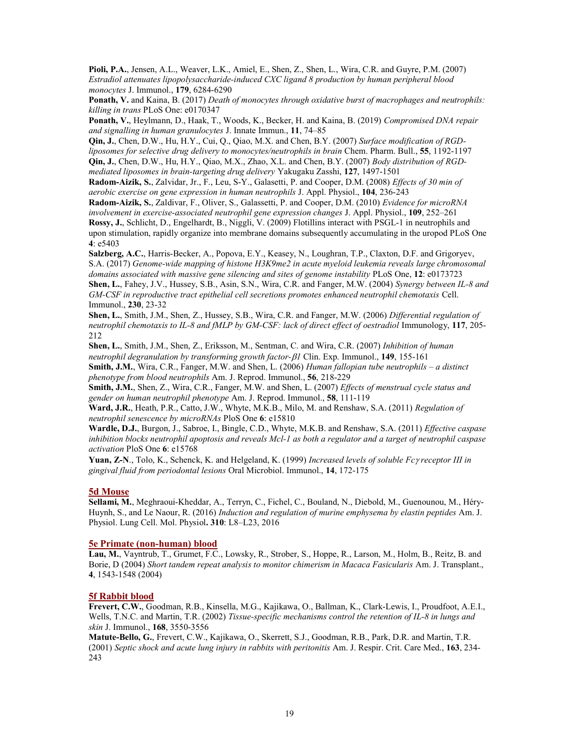**Pioli, P.A.**, Jensen, A.L., Weaver, L.K., Amiel, E., Shen, Z., Shen, L., Wira, C.R. and Guyre, P.M. (2007) *Estradiol attenuates lipopolysaccharide-induced CXC ligand 8 production by human peripheral blood monocytes* J. Immunol., **179**, 6284-6290

**Ponath, V.** and Kaina, B. (2017) *Death of monocytes through oxidative burst of macrophages and neutrophils: killing in trans* PLoS One: e0170347

**Ponath, V.**, Heylmann, D., Haak, T., Woods, K., Becker, H. and Kaina, B. (2019) *Compromised DNA repair and signalling in human granulocytes* J. Innate Immun., **11**, 74–85

**Qin, J.**, Chen, D.W., Hu, H.Y., Cui, Q., Qiao, M.X. and Chen, B.Y. (2007) *Surface modification of RGD-liposomes for selective drug delivery to monocytes/neutrophils in brain* Chem. Pharm. Bull., **55**, 1192-1197

**Qin, J.**, Chen, D.W., Hu, H.Y., Qiao, M.X., Zhao, X.L. and Chen, B.Y. (2007) *Body distribution of RGD-mediated liposomes in brain-targeting drug delivery* Yakugaku Zasshi, **127**, 1497-1501

**Radom-Aizik, S.**, Zalvidar, Jr., F., Leu, S-Y., Galasetti, P. and Cooper, D.M. (2008) *Effects of 30 min of aerobic exercise on gene expression in human neutrophils* J. Appl. Physiol., **104**, 236-243

**Radom-Aizik, S.**, Zaldivar, F., Oliver, S., Galassetti, P. and Cooper, D.M. (2010) *Evidence for microRNA involvement in exercise-associated neutrophil gene expression changes* J. Appl. Physiol., **109**, 252–261

**Rossy, J.**, Schlicht, D., Engelhardt, B., Niggli, V. (2009) Flotillins interact with PSGL-1 in neutrophils and upon stimulation, rapidly organize into membrane domains subsequently accumulating in the uropod PLoS One **4**: e5403

**Salzberg, A.C.**, Harris-Becker, A., Popova, E.Y., Keasey, N., Loughran, T.P., Claxton, D.F. and Grigoryev, S.A. (2017) *Genome-wide mapping of histone H3K9me2 in acute myeloid leukemia reveals large chromosomal domains associated with massive gene silencing and sites of genome instability* PLoS One, **12**: e0173723

**Shen, L.**, Fahey, J.V., Hussey, S.B., Asin, S.N., Wira, C.R. and Fanger, M.W. (2004) *Synergy between IL-8 and GM-CSF in reproductive tract epithelial cell secretions promotes enhanced neutrophil chemotaxis* Cell. Immunol., **230**, 23-32

**Shen, L.**, Smith, J.M., Shen, Z., Hussey, S.B., Wira, C.R. and Fanger, M.W. (2006) *Differential regulation of neutrophil chemotaxis to IL-8 and fMLP by GM-CSF: lack of direct effect of oestradiol* Immunology, **117**, 205-212

**Shen, L.**, Smith, J.M., Shen, Z., Eriksson, M., Sentman, C. and Wira, C.R. (2007) *Inhibition of human neutrophil degranulation by transforming growth factor-β1* Clin. Exp. Immunol., **149**, 155-161

**Smith, J.M.**, Wira, C.R., Fanger, M.W. and Shen, L. (2006) *Human fallopian tube neutrophils – a distinct phenotype from blood neutrophils* Am. J. Reprod. Immunol., **56**, 218-229

**Smith, J.M.**, Shen, Z., Wira, C.R., Fanger, M.W. and Shen, L. (2007) *Effects of menstrual cycle status and gender on human neutrophil phenotype* Am. J. Reprod. Immunol., **58**, 111-119

**Ward, J.R.**, Heath, P.R., Catto, J.W., Whyte, M.K.B., Milo, M. and Renshaw, S.A. (2011) *Regulation of neutrophil senescence by microRNAs* PloS One **6**: e15810

**Wardle, D.J.**, Burgon, J., Sabroe, I., Bingle, C.D., Whyte, M.K.B. and Renshaw, S.A. (2011) *Effective caspase inhibition blocks neutrophil apoptosis and reveals Mcl-1 as both a regulator and a target of neutrophil caspase activation* PloS One **6**: e15768

**Yuan, Z-N**., Tolo, K., Schenck, K. and Helgeland, K. (1999) *Increased levels of soluble Fcγ receptor III in gingival fluid from periodontal lesions* Oral Microbiol. Immunol., **14**, 172-175

### 5d Mouse

**Sellami, M.**, Meghraoui-Kheddar, A., Terryn, C., Fichel, C., Bouland, N., Diebold, M., Guenounou, M., Héry-Huynh, S., and Le Naour, R. (2016) *Induction and regulation of murine emphysema by elastin peptides* Am. J. Physiol. Lung Cell. Mol. Physiol**. 310**: L8–L23, 2016

### 5e Primate (non-human) blood

**Lau, M.**, Vayntrub, T., Grumet, F.C., Lowsky, R., Strober, S., Hoppe, R., Larson, M., Holm, B., Reitz, B. and Borie, D (2004) *Short tandem repeat analysis to monitor chimerism in Macaca Fasicularis* Am. J. Transplant., **4**, 1543-1548 (2004)

### 5f Rabbit blood

**Frevert, C.W.**, Goodman, R.B., Kinsella, M.G., Kajikawa, O., Ballman, K., Clark-Lewis, I., Proudfoot, A.E.I., Wells, T.N.C. and Martin, T.R. (2002) *Tissue-specific mechanisms control the retention of IL-8 in lungs and skin* J. Immunol., **168**, 3550-3556

**Matute-Bello, G.**, Frevert, C.W., Kajikawa, O., Skerrett, S.J., Goodman, R.B., Park, D.R. and Martin, T.R. (2001) *Septic shock and acute lung injury in rabbits with peritonitis* Am. J. Respir. Crit. Care Med., **163**, 234-243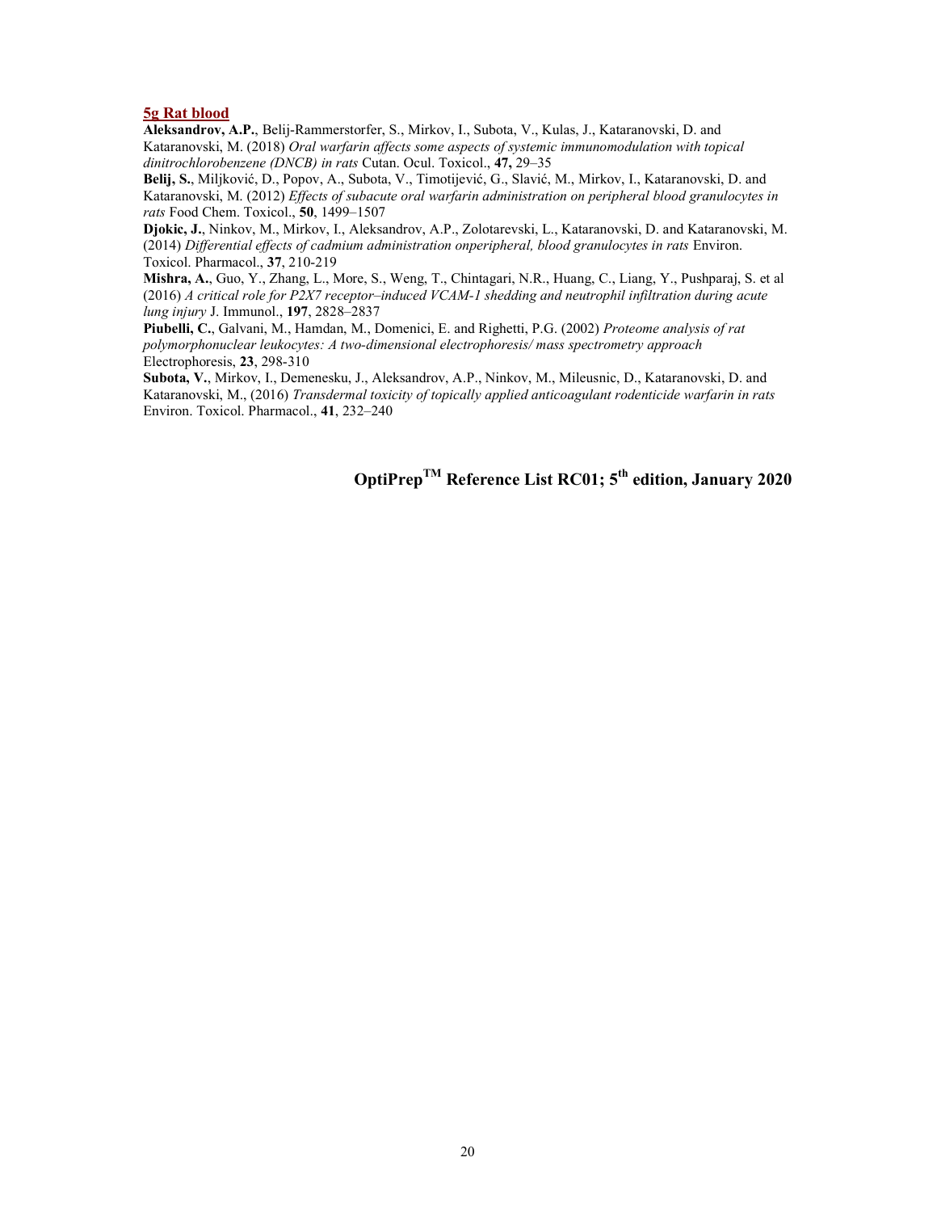## 5g Rat blood

**Aleksandrov, A.P.**, Belij-Rammerstorfer, S., Mirkov, I., Subota, V., Kulas, J., Kataranovski, D. and Kataranovski, M. (2018) *Oral warfarin affects some aspects of systemic immunomodulation with topical dinitrochlorobenzene (DNCB) in rats* Cutan. Ocul. Toxicol., **47,** 29–35

**Belij, S.**, Miljković, D., Popov, A., Subota, V., Timotijević, G., Slavić, M., Mirkov, I., Kataranovski, D. and Kataranovski, M. (2012) *Effects of subacute oral warfarin administration on peripheral blood granulocytes in rats* Food Chem. Toxicol., **50**, 1499–1507

**Djokic, J.**, Ninkov, M., Mirkov, I., Aleksandrov, A.P., Zolotarevski, L., Kataranovski, D. and Kataranovski, M. (2014) *Differential effects of cadmium administration onperipheral, blood granulocytes in rats* Environ. Toxicol. Pharmacol., **37**, 210-219

**Mishra, A.**, Guo, Y., Zhang, L., More, S., Weng, T., Chintagari, N.R., Huang, C., Liang, Y., Pushparaj, S. et al (2016) *A critical role for P2X7 receptor–induced VCAM-1 shedding and neutrophil infiltration during acute lung injury* J. Immunol., **197**, 2828–2837

**Piubelli, C.**, Galvani, M., Hamdan, M., Domenici, E. and Righetti, P.G. (2002) *Proteome analysis of rat polymorphonuclear leukocytes: A two-dimensional electrophoresis/ mass spectrometry approach* Electrophoresis, **23**, 298-310

**Subota, V.**, Mirkov, I., Demenesku, J., Aleksandrov, A.P., Ninkov, M., Mileusnic, D., Kataranovski, D. and Kataranovski, M., (2016) *Transdermal toxicity of topically applied anticoagulant rodenticide warfarin in rats* Environ. Toxicol. Pharmacol., **41**, 232–240

**OptiPrep™ Reference List RC01; 5th edition, January 2020**